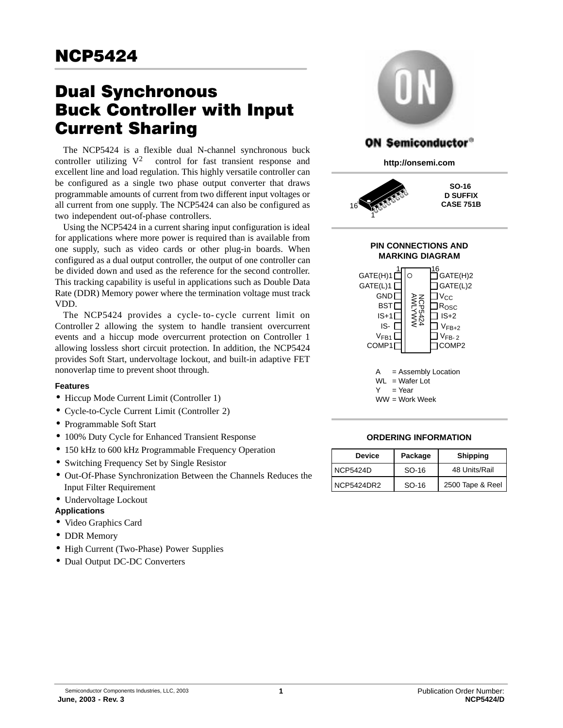# NCP5424

## Dual Synchronous Buck Controller with Input Current Sharing

The NCP5424 is a flexible dual N-channel synchronous buck controller utilizing $V^2$ control for fast transient response and excellent line and load regulation. This highly versatile controller can be configured as a single two phase output converter that draws programmable amounts of current from two different input voltages or all current from one supply. The NCP5424 can also be configured as two independent out-of-phase controllers.

Using the NCP5424 in a current sharing input configuration is ideal for applications where more power is required than is available from one supply, such as video cards or other plug-in boards. When configured as a dual output controller, the output of one controller can be divided down and used as the reference for the second controller. This tracking capability is useful in applications such as Double Data Rate (DDR) Memory power where the termination voltage must track VDD.

The NCP5424 provides a cycle-to-cycle current limit on Controller 2 allowing the system to handle transient overcurrent events and a hiccup mode overcurrent protection on Controller 1 allowing lossless short circuit protection. In addition, the NCP5424 provides Soft Start, undervoltage lockout, and built-in adaptive FET nonoverlap time to prevent shoot through.

**Features**

- Hiccup Mode Current Limit (Controller 1)
- Cycle-to-Cycle Current Limit (Controller 2)
- Programmable Soft Start
- 100% Duty Cycle for Enhanced Transient Response
- 150 kHz to 600 kHz Programmable Frequency Operation
- Switching Frequency Set by Single Resistor
- Out-Of-Phase Synchronization Between the Channels Reduces the Input Filter Requirement
- Undervoltage Lockout

**Applications**

- Video Graphics Card
- DDR Memory
- High Current (Two-Phase) Power Supplies
- Dual Output DC-DC Converters

ON Semiconductor®

http://onsemi.com

SO-16
D SUFFIX
CASE 751B

**PIN CONNECTIONS AND MARKING DIAGRAM**

| Pin | Name | Pin | Name |
|---|---|---|---|
| 1 | GATE(H)1 | 16 | GATE(H)2 |
| 2 | GATE(L)1 | 15 | GATE(L)2 |
| 3 | GND | 14 | $V_{CC}$ |
| 4 | BST | 13 | $R_{OSC}$ |
| 5 | IS+1 | 12 | IS+2 |
| 6 | IS- | 11 | $V_{FB+2}$ |
| 7 | $V_{FB1}$ | 10 | $V_{FB-2}$ |
| 8 | COMP1 | 9 | COMP2 |

Marking: NCP5424 AWLYWW

A = Assembly Location
WL = Wafer Lot
Y = Year
WW = Work Week

**ORDERING INFORMATION**

| Device | Package | Shipping |
|---|---|---|
| NCP5424D | SO-16 | 48 Units/Rail |
| NCP5424DR2 | SO-16 | 2500 Tape & Reel |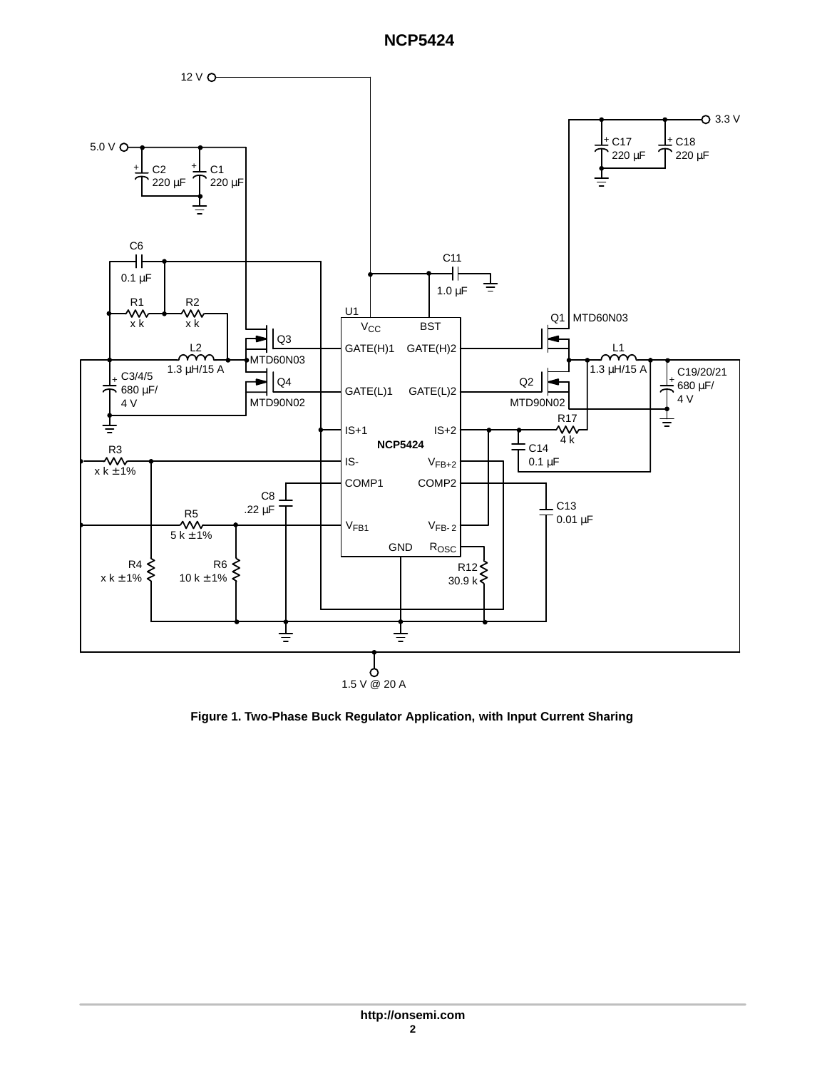**Figure 1. Two-Phase Buck Regulator Application, with Input Current Sharing**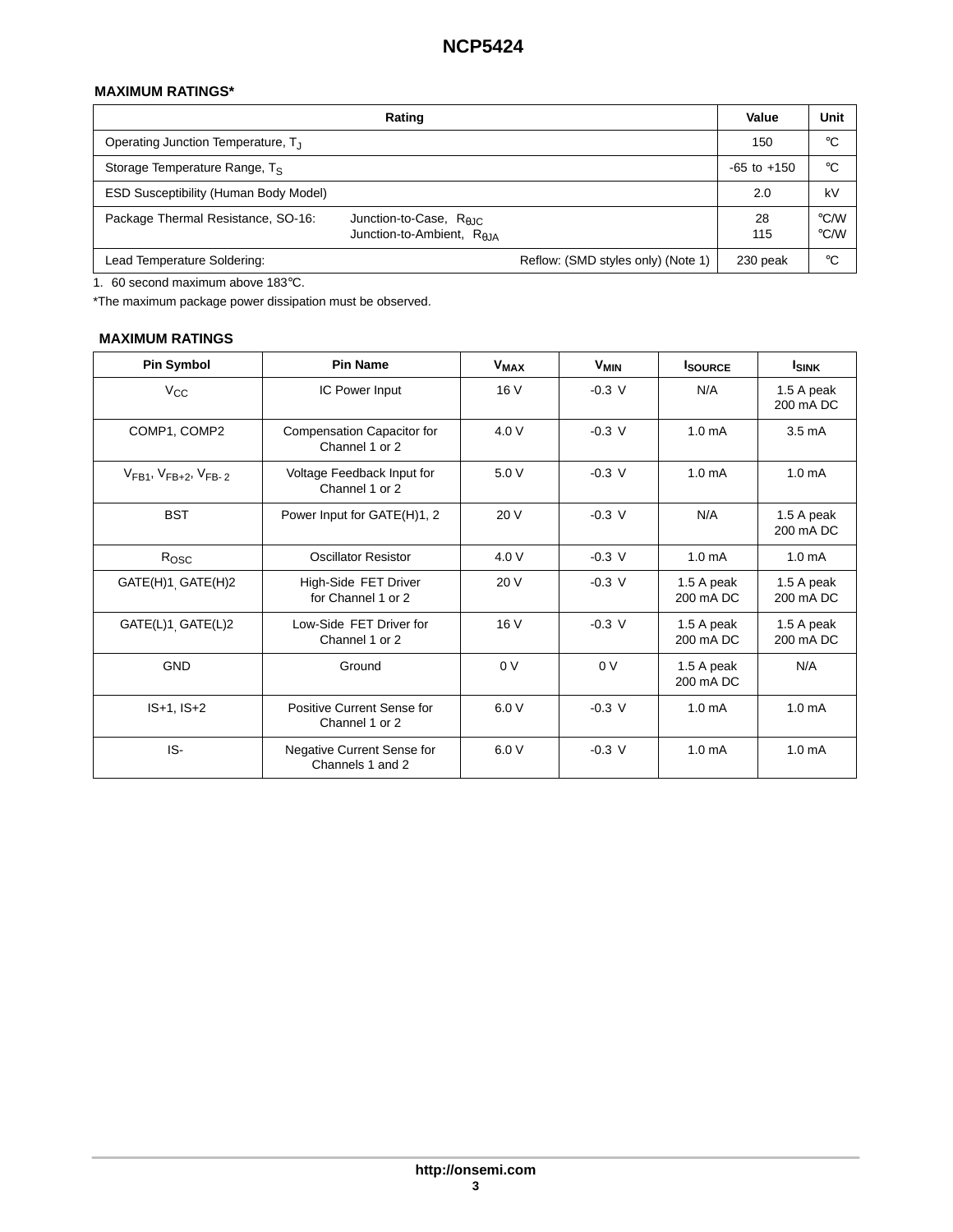## MAXIMUM RATINGS*

| Rating | | Value | Unit |
|---|---|---|---|
| Operating Junction Temperature, $T_J$ | | 150 | °C |
| Storage Temperature Range, $T_S$ | | -65 to +150 | °C |
| ESD Susceptibility (Human Body Model) | | 2.0 | kV |
| Package Thermal Resistance, SO-16: | Junction-to-Case, $R_{\theta JC}$<br>Junction-to-Ambient, $R_{\theta JA}$ | 28<br>115 | °C/W<br>°C/W |
| Lead Temperature Soldering: | Reflow: (SMD styles only) (Note 1) | 230 peak | °C |

1. 60 second maximum above 183°C.

*The maximum package power dissipation must be observed.

## MAXIMUM RATINGS

| Pin Symbol | Pin Name | $V_{MAX}$ | $V_{MIN}$ | $I_{SOURCE}$ | $I_{SINK}$ |
|---|---|---|---|---|---|
| $V_{CC}$ | IC Power Input | 16 V | -0.3 V | N/A | 1.5 A peak<br>200 mA DC |
| COMP1, COMP2 | Compensation Capacitor for Channel 1 or 2 | 4.0 V | -0.3 V | 1.0 mA | 3.5 mA |
| $V_{FB1}$, $V_{FB+2}$, $V_{FB-2}$ | Voltage Feedback Input for Channel 1 or 2 | 5.0 V | -0.3 V | 1.0 mA | 1.0 mA |
| BST | Power Input for GATE(H)1, 2 | 20 V | -0.3 V | N/A | 1.5 A peak<br>200 mA DC |
| $R_{OSC}$ | Oscillator Resistor | 4.0 V | -0.3 V | 1.0 mA | 1.0 mA |
| GATE(H)1, GATE(H)2 | High-Side FET Driver for Channel 1 or 2 | 20 V | -0.3 V | 1.5 A peak<br>200 mA DC | 1.5 A peak<br>200 mA DC |
| GATE(L)1, GATE(L)2 | Low-Side FET Driver for Channel 1 or 2 | 16 V | -0.3 V | 1.5 A peak<br>200 mA DC | 1.5 A peak<br>200 mA DC |
| GND | Ground | 0 V | 0 V | 1.5 A peak<br>200 mA DC | N/A |
| IS+1, IS+2 | Positive Current Sense for Channel 1 or 2 | 6.0 V | -0.3 V | 1.0 mA | 1.0 mA |
| IS- | Negative Current Sense for Channels 1 and 2 | 6.0 V | -0.3 V | 1.0 mA | 1.0 mA |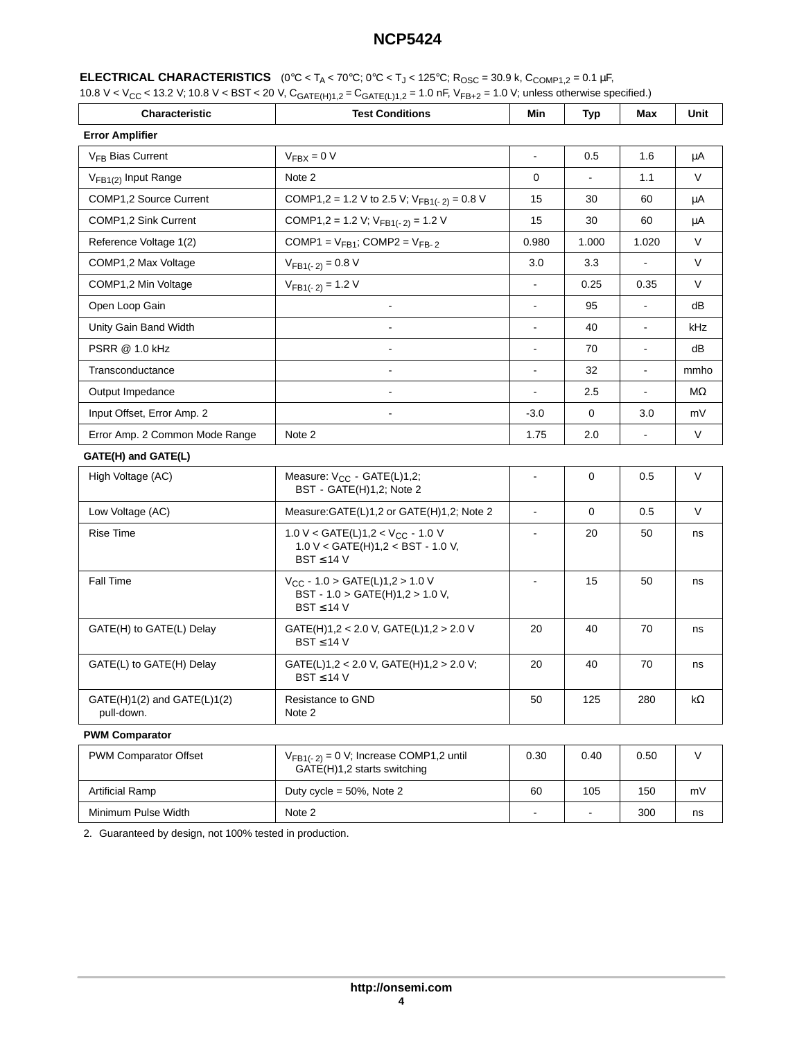**ELECTRICAL CHARACTERISTICS** (0°C < $T_A$ < 70°C; 0°C < $T_J$ < 125°C; $R_{OSC}$ = 30.9 k, $C_{COMP1,2}$ = 0.1 μF, 10.8 V < $V_{CC}$ < 13.2 V; 10.8 V < BST < 20 V, $C_{GATE(H)1,2}$ = $C_{GATE(L)1,2}$ = 1.0 nF, $V_{FB+2}$ = 1.0 V; unless otherwise specified.)

| Characteristic | Test Conditions | Min | Typ | Max | Unit |
|---|---|---|---|---|---|
| **Error Amplifier** | | | | | |
| $V_{FB}$ Bias Current | $V_{FBX}$ = 0 V | - | 0.5 | 1.6 | μA |
| $V_{FB1(2)}$ Input Range | Note 2 | 0 | - | 1.1 | V |
| COMP1,2 Source Current | COMP1,2 = 1.2 V to 2.5 V; $V_{FB1(-2)}$ = 0.8 V | 15 | 30 | 60 | μA |
| COMP1,2 Sink Current | COMP1,2 = 1.2 V; $V_{FB1(-2)}$ = 1.2 V | 15 | 30 | 60 | μA |
| Reference Voltage 1(2) | COMP1 = $V_{FB1}$; COMP2 = $V_{FB-2}$ | 0.980 | 1.000 | 1.020 | V |
| COMP1,2 Max Voltage | $V_{FB1(-2)}$ = 0.8 V | 3.0 | 3.3 | - | V |
| COMP1,2 Min Voltage | $V_{FB1(-2)}$ = 1.2 V | - | 0.25 | 0.35 | V |
| Open Loop Gain | - | - | 95 | - | dB |
| Unity Gain Band Width | - | - | 40 | - | kHz |
| PSRR @ 1.0 kHz | - | - | 70 | - | dB |
| Transconductance | - | - | 32 | - | mmho |
| Output Impedance | - | - | 2.5 | - | MΩ |
| Input Offset, Error Amp. 2 | - | -3.0 | 0 | 3.0 | mV |
| Error Amp. 2 Common Mode Range | Note 2 | 1.75 | 2.0 | - | V |
| **GATE(H) and GATE(L)** | | | | | |
| High Voltage (AC) | Measure: $V_{CC}$ - GATE(L)1,2; BST - GATE(H)1,2; Note 2 | - | 0 | 0.5 | V |
| Low Voltage (AC) | Measure:GATE(L)1,2 or GATE(H)1,2; Note 2 | - | 0 | 0.5 | V |
| Rise Time | 1.0 V < GATE(L)1,2 < $V_{CC}$ - 1.0 V 1.0 V < GATE(H)1,2 < BST - 1.0 V, BST ≤ 14 V | - | 20 | 50 | ns |
| Fall Time | $V_{CC}$ - 1.0 > GATE(L)1,2 > 1.0 V BST - 1.0 > GATE(H)1,2 > 1.0 V, BST ≤ 14 V | - | 15 | 50 | ns |
| GATE(H) to GATE(L) Delay | GATE(H)1,2 < 2.0 V, GATE(L)1,2 > 2.0 V BST ≤ 14 V | 20 | 40 | 70 | ns |
| GATE(L) to GATE(H) Delay | GATE(L)1,2 < 2.0 V, GATE(H)1,2 > 2.0 V; BST ≤ 14 V | 20 | 40 | 70 | ns |
| GATE(H)1(2) and GATE(L)1(2) pull-down. | Resistance to GND Note 2 | 50 | 125 | 280 | kΩ |
| **PWM Comparator** | | | | | |
| PWM Comparator Offset | $V_{FB1(-2)}$ = 0 V; Increase COMP1,2 until GATE(H)1,2 starts switching | 0.30 | 0.40 | 0.50 | V |
| Artificial Ramp | Duty cycle = 50%, Note 2 | 60 | 105 | 150 | mV |
| Minimum Pulse Width | Note 2 | - | - | 300 | ns |

2. Guaranteed by design, not 100% tested in production.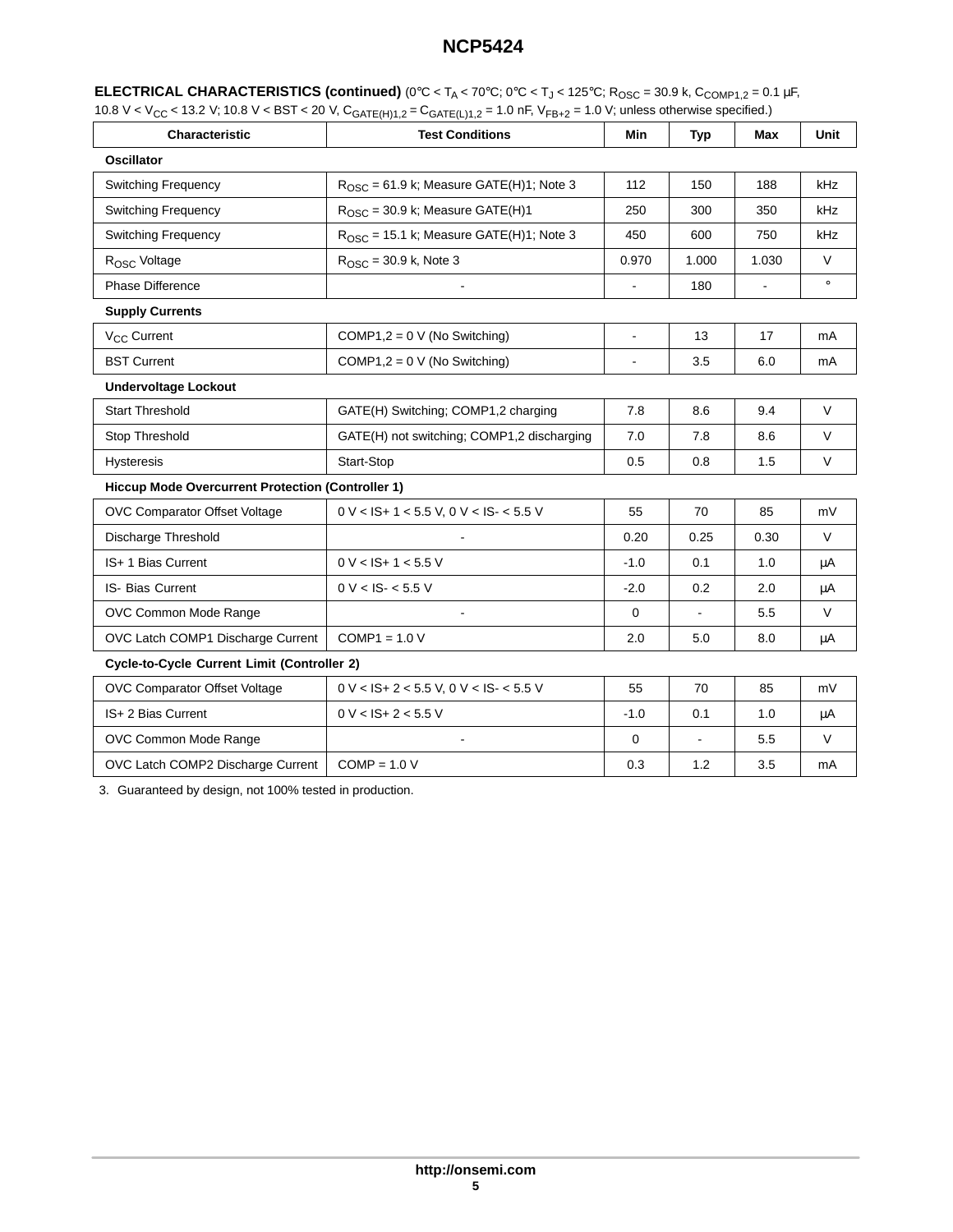**ELECTRICAL CHARACTERISTICS (continued)** (0°C < $T_A$ < 70°C; 0°C < $T_J$ < 125°C; $R_{OSC}$ = 30.9 k, $C_{COMP1,2}$ = 0.1 μF, 10.8 V < $V_{CC}$ < 13.2 V; 10.8 V < BST < 20 V, $C_{GATE(H)1,2}$ = $C_{GATE(L)1,2}$ = 1.0 nF, $V_{FB+2}$ = 1.0 V; unless otherwise specified.)

| Characteristic | Test Conditions | Min | Typ | Max | Unit |
|---|---|---|---|---|---|
| **Oscillator** | | | | | |
| Switching Frequency | $R_{OSC}$ = 61.9 k; Measure GATE(H)1; Note 3 | 112 | 150 | 188 | kHz |
| Switching Frequency | $R_{OSC}$ = 30.9 k; Measure GATE(H)1 | 250 | 300 | 350 | kHz |
| Switching Frequency | $R_{OSC}$ = 15.1 k; Measure GATE(H)1; Note 3 | 450 | 600 | 750 | kHz |
| $R_{OSC}$ Voltage | $R_{OSC}$ = 30.9 k, Note 3 | 0.970 | 1.000 | 1.030 | V |
| Phase Difference | - | - | 180 | - | ° |
| **Supply Currents** | | | | | |
| $V_{CC}$ Current | COMP1,2 = 0 V (No Switching) | - | 13 | 17 | mA |
| BST Current | COMP1,2 = 0 V (No Switching) | - | 3.5 | 6.0 | mA |
| **Undervoltage Lockout** | | | | | |
| Start Threshold | GATE(H) Switching; COMP1,2 charging | 7.8 | 8.6 | 9.4 | V |
| Stop Threshold | GATE(H) not switching; COMP1,2 discharging | 7.0 | 7.8 | 8.6 | V |
| Hysteresis | Start-Stop | 0.5 | 0.8 | 1.5 | V |
| **Hiccup Mode Overcurrent Protection (Controller 1)** | | | | | |
| OVC Comparator Offset Voltage | 0 V < IS+ 1 < 5.5 V, 0 V < IS- < 5.5 V | 55 | 70 | 85 | mV |
| Discharge Threshold | - | 0.20 | 0.25 | 0.30 | V |
| IS+ 1 Bias Current | 0 V < IS+ 1 < 5.5 V | -1.0 | 0.1 | 1.0 | μA |
| IS- Bias Current | 0 V < IS- < 5.5 V | -2.0 | 0.2 | 2.0 | μA |
| OVC Common Mode Range | - | 0 | - | 5.5 | V |
| OVC Latch COMP1 Discharge Current | COMP1 = 1.0 V | 2.0 | 5.0 | 8.0 | μA |
| **Cycle-to-Cycle Current Limit (Controller 2)** | | | | | |
| OVC Comparator Offset Voltage | 0 V < IS+ 2 < 5.5 V, 0 V < IS- < 5.5 V | 55 | 70 | 85 | mV |
| IS+ 2 Bias Current | 0 V < IS+ 2 < 5.5 V | -1.0 | 0.1 | 1.0 | μA |
| OVC Common Mode Range | - | 0 | - | 5.5 | V |
| OVC Latch COMP2 Discharge Current | COMP = 1.0 V | 0.3 | 1.2 | 3.5 | mA |

3. Guaranteed by design, not 100% tested in production.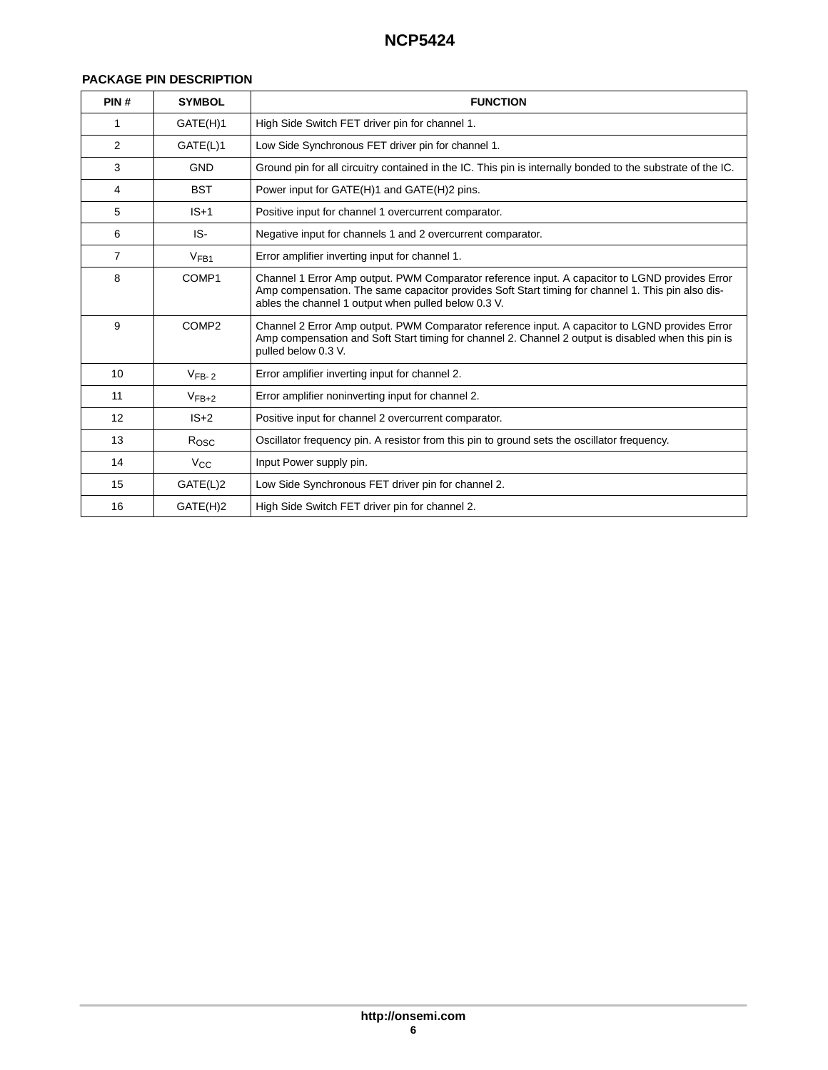## PACKAGE PIN DESCRIPTION

| PIN # | SYMBOL | FUNCTION |
|---|---|---|
| 1 | GATE(H)1 | High Side Switch FET driver pin for channel 1. |
| 2 | GATE(L)1 | Low Side Synchronous FET driver pin for channel 1. |
| 3 | GND | Ground pin for all circuitry contained in the IC. This pin is internally bonded to the substrate of the IC. |
| 4 | BST | Power input for GATE(H)1 and GATE(H)2 pins. |
| 5 | IS+1 | Positive input for channel 1 overcurrent comparator. |
| 6 | IS- | Negative input for channels 1 and 2 overcurrent comparator. |
| 7 | $V_{FB1}$ | Error amplifier inverting input for channel 1. |
| 8 | COMP1 | Channel 1 Error Amp output. PWM Comparator reference input. A capacitor to LGND provides Error Amp compensation. The same capacitor provides Soft Start timing for channel 1. This pin also disables the channel 1 output when pulled below 0.3 V. |
| 9 | COMP2 | Channel 2 Error Amp output. PWM Comparator reference input. A capacitor to LGND provides Error Amp compensation and Soft Start timing for channel 2. Channel 2 output is disabled when this pin is pulled below 0.3 V. |
| 10 | $V_{FB-2}$ | Error amplifier inverting input for channel 2. |
| 11 | $V_{FB+2}$ | Error amplifier noninverting input for channel 2. |
| 12 | IS+2 | Positive input for channel 2 overcurrent comparator. |
| 13 | $R_{OSC}$ | Oscillator frequency pin. A resistor from this pin to ground sets the oscillator frequency. |
| 14 | $V_{CC}$ | Input Power supply pin. |
| 15 | GATE(L)2 | Low Side Synchronous FET driver pin for channel 2. |
| 16 | GATE(H)2 | High Side Switch FET driver pin for channel 2. |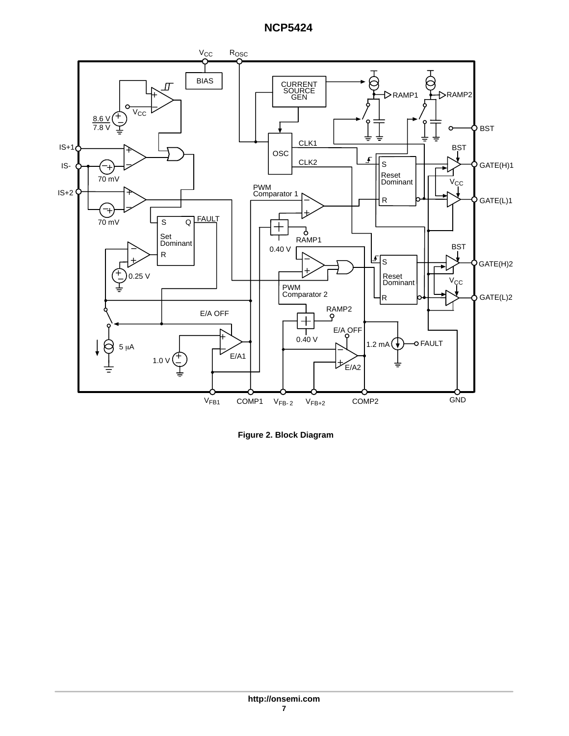Figure 2. Block Diagram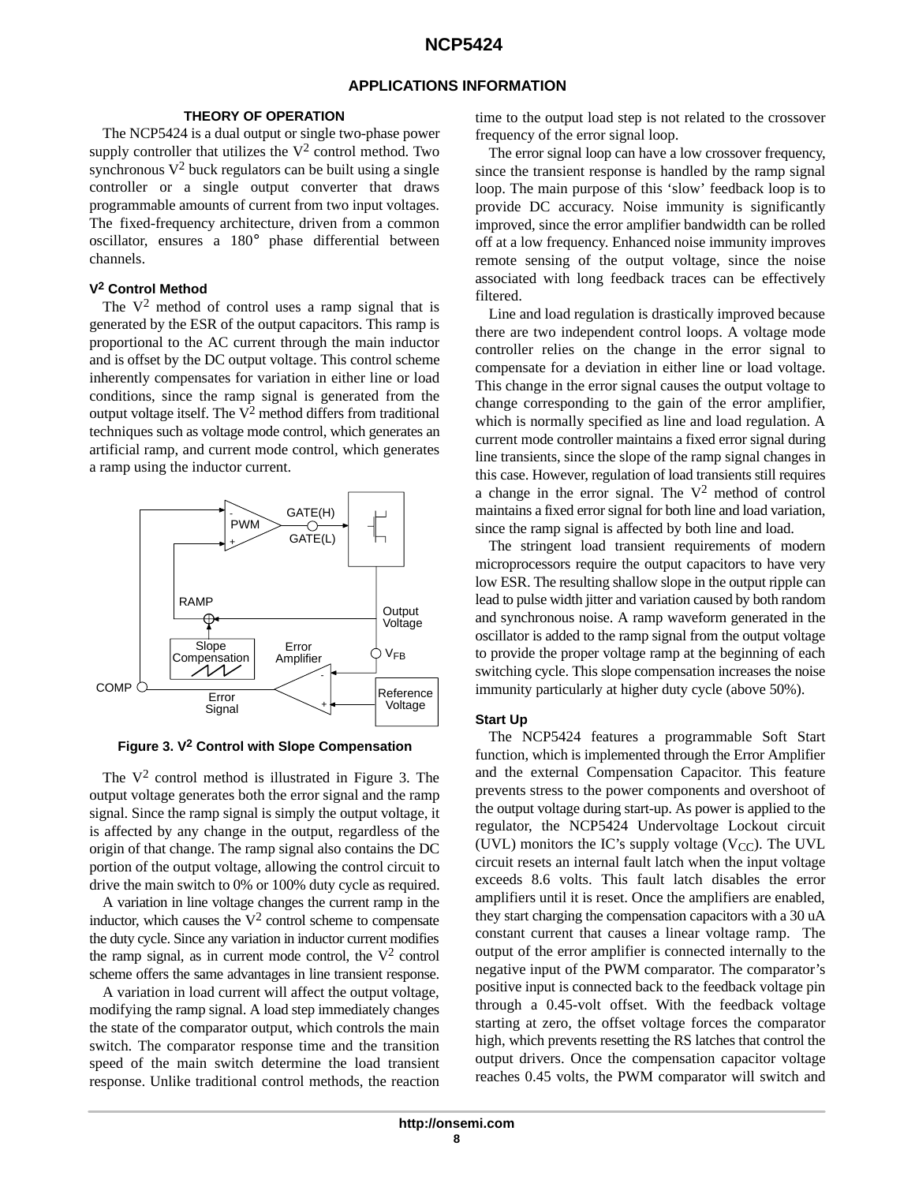## APPLICATIONS INFORMATION

### THEORY OF OPERATION

The NCP5424 is a dual output or single two-phase power supply controller that utilizes the $V^2$ control method. Two synchronous $V^2$ buck regulators can be built using a single controller or a single output converter that draws programmable amounts of current from two input voltages. The fixed-frequency architecture, driven from a common oscillator, ensures a 180° phase differential between channels.

#### $V^2$ Control Method

The $V^2$ method of control uses a ramp signal that is generated by the ESR of the output capacitors. This ramp is proportional to the AC current through the main inductor and is offset by the DC output voltage. This control scheme inherently compensates for variation in either line or load conditions, since the ramp signal is generated from the output voltage itself. The $V^2$ method differs from traditional techniques such as voltage mode control, which generates an artificial ramp, and current mode control, which generates a ramp using the inductor current.

**Figure 3. $V^2$ Control with Slope Compensation**

The $V^2$ control method is illustrated in Figure 3. The output voltage generates both the error signal and the ramp signal. Since the ramp signal is simply the output voltage, it is affected by any change in the output, regardless of the origin of that change. The ramp signal also contains the DC portion of the output voltage, allowing the control circuit to drive the main switch to 0% or 100% duty cycle as required.

A variation in line voltage changes the current ramp in the inductor, which causes the $V^2$ control scheme to compensate the duty cycle. Since any variation in inductor current modifies the ramp signal, as in current mode control, the $V^2$ control scheme offers the same advantages in line transient response.

A variation in load current will affect the output voltage, modifying the ramp signal. A load step immediately changes the state of the comparator output, which controls the main switch. The comparator response time and the transition speed of the main switch determine the load transient response. Unlike traditional control methods, the reaction time to the output load step is not related to the crossover frequency of the error signal loop.

The error signal loop can have a low crossover frequency, since the transient response is handled by the ramp signal loop. The main purpose of this 'slow' feedback loop is to provide DC accuracy. Noise immunity is significantly improved, since the error amplifier bandwidth can be rolled off at a low frequency. Enhanced noise immunity improves remote sensing of the output voltage, since the noise associated with long feedback traces can be effectively filtered.

Line and load regulation is drastically improved because there are two independent control loops. A voltage mode controller relies on the change in the error signal to compensate for a deviation in either line or load voltage. This change in the error signal causes the output voltage to change corresponding to the gain of the error amplifier, which is normally specified as line and load regulation. A current mode controller maintains a fixed error signal during line transients, since the slope of the ramp signal changes in this case. However, regulation of load transients still requires a change in the error signal. The $V^2$ method of control maintains a fixed error signal for both line and load variation, since the ramp signal is affected by both line and load.

The stringent load transient requirements of modern microprocessors require the output capacitors to have very low ESR. The resulting shallow slope in the output ripple can lead to pulse width jitter and variation caused by both random and synchronous noise. A ramp waveform generated in the oscillator is added to the ramp signal from the output voltage to provide the proper voltage ramp at the beginning of each switching cycle. This slope compensation increases the noise immunity particularly at higher duty cycle (above 50%).

#### Start Up

The NCP5424 features a programmable Soft Start function, which is implemented through the Error Amplifier and the external Compensation Capacitor. This feature prevents stress to the power components and overshoot of the output voltage during start-up. As power is applied to the regulator, the NCP5424 Undervoltage Lockout circuit (UVL) monitors the IC's supply voltage ($V_{CC}$). The UVL circuit resets an internal fault latch when the input voltage exceeds 8.6 volts. This fault latch disables the error amplifiers until it is reset. Once the amplifiers are enabled, they start charging the compensation capacitors with a 30 uA constant current that causes a linear voltage ramp. The output of the error amplifier is connected internally to the negative input of the PWM comparator. The comparator's positive input is connected back to the feedback voltage pin through a 0.45-volt offset. With the feedback voltage starting at zero, the offset voltage forces the comparator high, which prevents resetting the RS latches that control the output drivers. Once the compensation capacitor voltage reaches 0.45 volts, the PWM comparator will switch and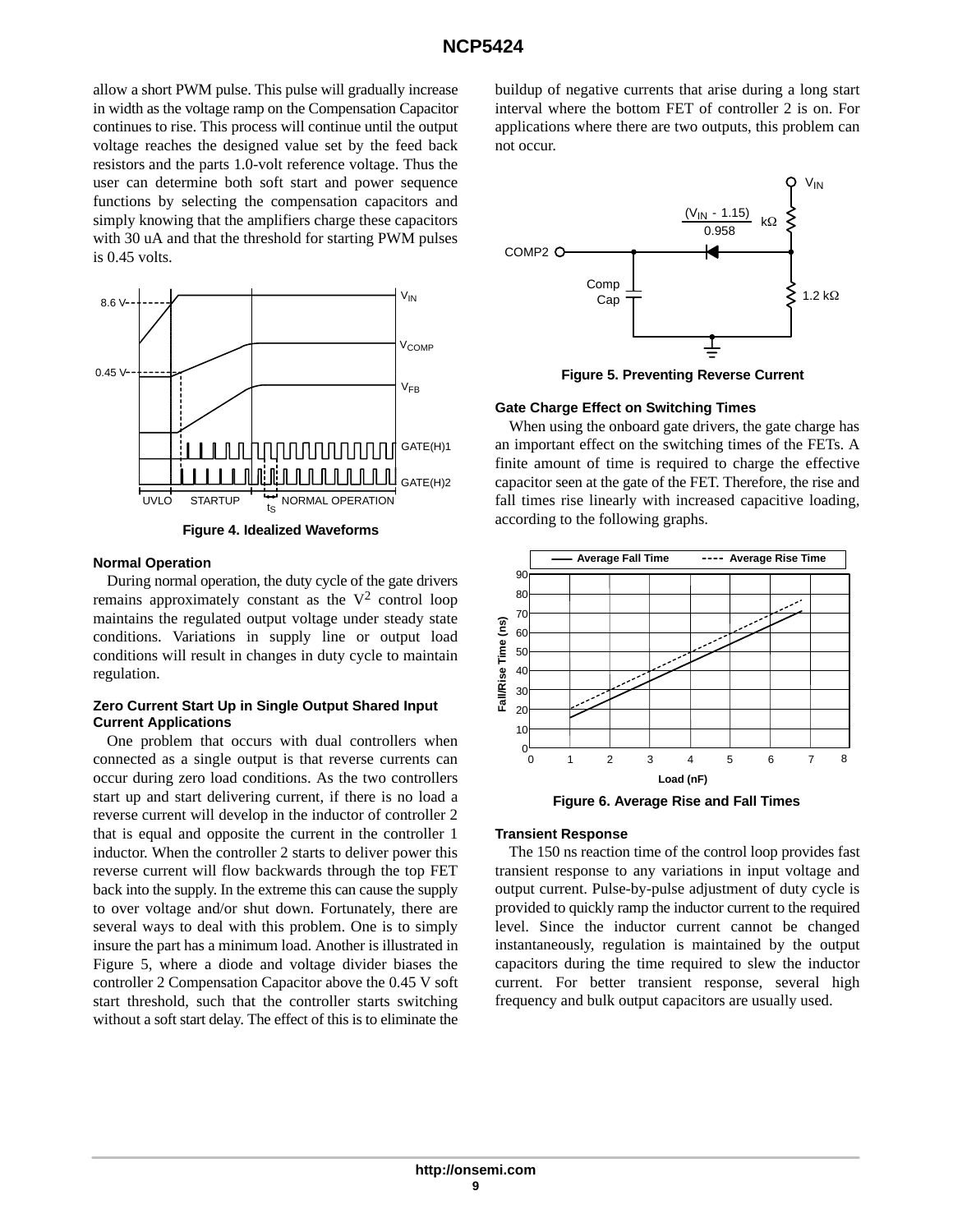allow a short PWM pulse. This pulse will gradually increase in width as the voltage ramp on the Compensation Capacitor continues to rise. This process will continue until the output voltage reaches the designed value set by the feed back resistors and the parts 1.0-volt reference voltage. Thus the user can determine both soft start and power sequence functions by selecting the compensation capacitors and simply knowing that the amplifiers charge these capacitors with 30 uA and that the threshold for starting PWM pulses is 0.45 volts.

**Figure 4. Idealized Waveforms**

### Normal Operation

During normal operation, the duty cycle of the gate drivers remains approximately constant as the $V^2$ control loop maintains the regulated output voltage under steady state conditions. Variations in supply line or output load conditions will result in changes in duty cycle to maintain regulation.

### Zero Current Start Up in Single Output Shared Input Current Applications

One problem that occurs with dual controllers when connected as a single output is that reverse currents can occur during zero load conditions. As the two controllers start up and start delivering current, if there is no load a reverse current will develop in the inductor of controller 2 that is equal and opposite the current in the controller 1 inductor. When the controller 2 starts to deliver power this reverse current will flow backwards through the top FET back into the supply. In the extreme this can cause the supply to over voltage and/or shut down. Fortunately, there are several ways to deal with this problem. One is to simply insure the part has a minimum load. Another is illustrated in Figure 5, where a diode and voltage divider biases the controller 2 Compensation Capacitor above the 0.45 V soft start threshold, such that the controller starts switching without a soft start delay. The effect of this is to eliminate the buildup of negative currents that arise during a long start interval where the bottom FET of controller 2 is on. For applications where there are two outputs, this problem can not occur.

**Figure 5. Preventing Reverse Current**

### Gate Charge Effect on Switching Times

When using the onboard gate drivers, the gate charge has an important effect on the switching times of the FETs. A finite amount of time is required to charge the effective capacitor seen at the gate of the FET. Therefore, the rise and fall times rise linearly with increased capacitive loading, according to the following graphs.

**Figure 6. Average Rise and Fall Times**

### Transient Response

The 150 ns reaction time of the control loop provides fast transient response to any variations in input voltage and output current. Pulse-by-pulse adjustment of duty cycle is provided to quickly ramp the inductor current to the required level. Since the inductor current cannot be changed instantaneously, regulation is maintained by the output capacitors during the time required to slew the inductor current. For better transient response, several high frequency and bulk output capacitors are usually used.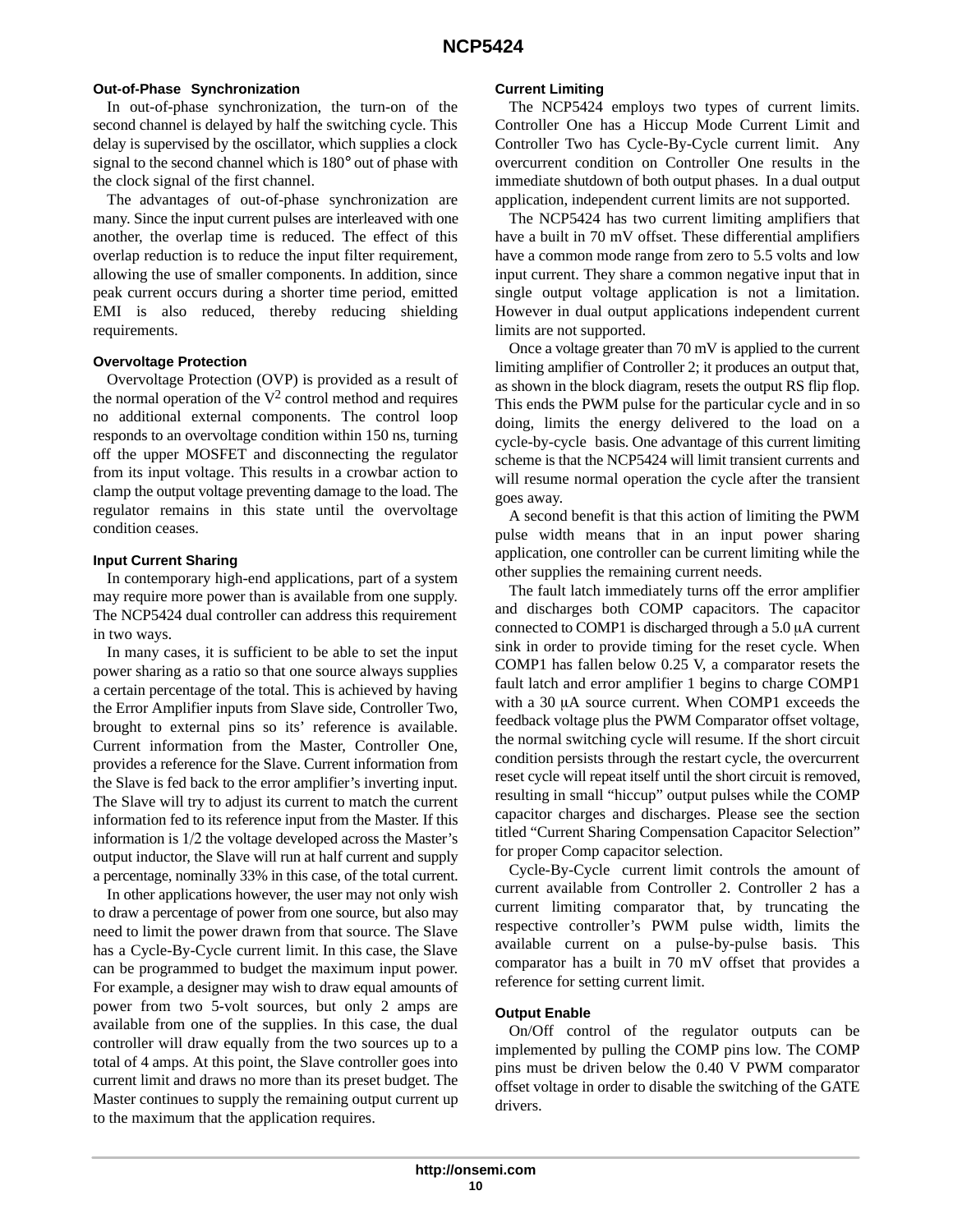### Out-of-Phase Synchronization

In out-of-phase synchronization, the turn-on of the second channel is delayed by half the switching cycle. This delay is supervised by the oscillator, which supplies a clock signal to the second channel which is 180° out of phase with the clock signal of the first channel.

The advantages of out-of-phase synchronization are many. Since the input current pulses are interleaved with one another, the overlap time is reduced. The effect of this overlap reduction is to reduce the input filter requirement, allowing the use of smaller components. In addition, since peak current occurs during a shorter time period, emitted EMI is also reduced, thereby reducing shielding requirements.

### Overvoltage Protection

Overvoltage Protection (OVP) is provided as a result of the normal operation of the $V^2$ control method and requires no additional external components. The control loop responds to an overvoltage condition within 150 ns, turning off the upper MOSFET and disconnecting the regulator from its input voltage. This results in a crowbar action to clamp the output voltage preventing damage to the load. The regulator remains in this state until the overvoltage condition ceases.

### Input Current Sharing

In contemporary high-end applications, part of a system may require more power than is available from one supply. The NCP5424 dual controller can address this requirement in two ways.

In many cases, it is sufficient to be able to set the input power sharing as a ratio so that one source always supplies a certain percentage of the total. This is achieved by having the Error Amplifier inputs from Slave side, Controller Two, brought to external pins so its' reference is available. Current information from the Master, Controller One, provides a reference for the Slave. Current information from the Slave is fed back to the error amplifier's inverting input. The Slave will try to adjust its current to match the current information fed to its reference input from the Master. If this information is 1/2 the voltage developed across the Master's output inductor, the Slave will run at half current and supply a percentage, nominally 33% in this case, of the total current.

In other applications however, the user may not only wish to draw a percentage of power from one source, but also may need to limit the power drawn from that source. The Slave has a Cycle-By-Cycle current limit. In this case, the Slave can be programmed to budget the maximum input power. For example, a designer may wish to draw equal amounts of power from two 5-volt sources, but only 2 amps are available from one of the supplies. In this case, the dual controller will draw equally from the two sources up to a total of 4 amps. At this point, the Slave controller goes into current limit and draws no more than its preset budget. The Master continues to supply the remaining output current up to the maximum that the application requires.

### Current Limiting

The NCP5424 employs two types of current limits. Controller One has a Hiccup Mode Current Limit and Controller Two has Cycle-By-Cycle current limit. Any overcurrent condition on Controller One results in the immediate shutdown of both output phases. In a dual output application, independent current limits are not supported.

The NCP5424 has two current limiting amplifiers that have a built in 70 mV offset. These differential amplifiers have a common mode range from zero to 5.5 volts and low input current. They share a common negative input that in single output voltage application is not a limitation. However in dual output applications independent current limits are not supported.

Once a voltage greater than 70 mV is applied to the current limiting amplifier of Controller 2; it produces an output that, as shown in the block diagram, resets the output RS flip flop. This ends the PWM pulse for the particular cycle and in so doing, limits the energy delivered to the load on a cycle-by-cycle basis. One advantage of this current limiting scheme is that the NCP5424 will limit transient currents and will resume normal operation the cycle after the transient goes away.

A second benefit is that this action of limiting the PWM pulse width means that in an input power sharing application, one controller can be current limiting while the other supplies the remaining current needs.

The fault latch immediately turns off the error amplifier and discharges both COMP capacitors. The capacitor connected to COMP1 is discharged through a 5.0 μA current sink in order to provide timing for the reset cycle. When COMP1 has fallen below 0.25 V, a comparator resets the fault latch and error amplifier 1 begins to charge COMP1 with a 30 μA source current. When COMP1 exceeds the feedback voltage plus the PWM Comparator offset voltage, the normal switching cycle will resume. If the short circuit condition persists through the restart cycle, the overcurrent reset cycle will repeat itself until the short circuit is removed, resulting in small "hiccup" output pulses while the COMP capacitor charges and discharges. Please see the section titled "Current Sharing Compensation Capacitor Selection" for proper Comp capacitor selection.

Cycle-By-Cycle current limit controls the amount of current available from Controller 2. Controller 2 has a current limiting comparator that, by truncating the respective controller's PWM pulse width, limits the available current on a pulse-by-pulse basis. This comparator has a built in 70 mV offset that provides a reference for setting current limit.

### Output Enable

On/Off control of the regulator outputs can be implemented by pulling the COMP pins low. The COMP pins must be driven below the 0.40 V PWM comparator offset voltage in order to disable the switching of the GATE drivers.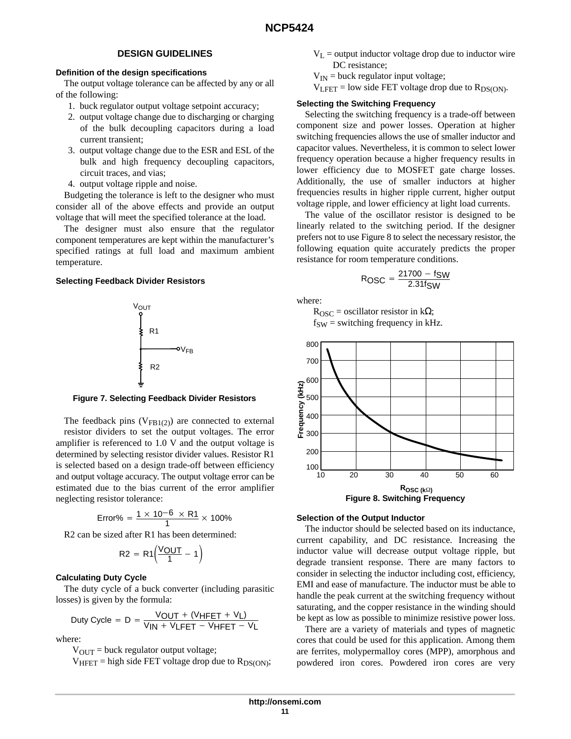## DESIGN GUIDELINES

### Definition of the design specifications

The output voltage tolerance can be affected by any or all of the following:

1. buck regulator output voltage setpoint accuracy;
2. output voltage change due to discharging or charging of the bulk decoupling capacitors during a load current transient;
3. output voltage change due to the ESR and ESL of the bulk and high frequency decoupling capacitors, circuit traces, and vias;
4. output voltage ripple and noise.

Budgeting the tolerance is left to the designer who must consider all of the above effects and provide an output voltage that will meet the specified tolerance at the load.

The designer must also ensure that the regulator component temperatures are kept within the manufacturer's specified ratings at full load and maximum ambient temperature.

### Selecting Feedback Divider Resistors

**Figure 7. Selecting Feedback Divider Resistors**

The feedback pins ($V_{FB1(2)}$) are connected to external resistor dividers to set the output voltages. The error amplifier is referenced to 1.0 V and the output voltage is determined by selecting resistor divider values. Resistor R1 is selected based on a design trade-off between efficiency and output voltage accuracy. The output voltage error can be estimated due to the bias current of the error amplifier neglecting resistor tolerance:

$$\text{Error\%} = \frac{1 \times 10^{-6} \times R1}{1} \times 100\%$$

R2 can be sized after R1 has been determined:

$$R2 = R1\left(\frac{V_{OUT}}{1} - 1\right)$$

### Calculating Duty Cycle

The duty cycle of a buck converter (including parasitic losses) is given by the formula:

$$\text{Duty Cycle} = D = \frac{V_{OUT} + (V_{HFET} + V_L)}{V_{IN} + V_{LFET} - V_{HFET} - V_L}$$

where:

$V_{OUT}$ = buck regulator output voltage;

$V_{HFET}$ = high side FET voltage drop due to $R_{DS(ON)}$;

$V_L$ = output inductor voltage drop due to inductor wire DC resistance;

$V_{IN}$ = buck regulator input voltage;

$V_{LFET}$ = low side FET voltage drop due to $R_{DS(ON)}$.

### Selecting the Switching Frequency

Selecting the switching frequency is a trade-off between component size and power losses. Operation at higher switching frequencies allows the use of smaller inductor and capacitor values. Nevertheless, it is common to select lower frequency operation because a higher frequency results in lower efficiency due to MOSFET gate charge losses. Additionally, the use of smaller inductors at higher frequencies results in higher ripple current, higher output voltage ripple, and lower efficiency at light load currents.

The value of the oscillator resistor is designed to be linearly related to the switching period. If the designer prefers not to use Figure 8 to select the necessary resistor, the following equation quite accurately predicts the proper resistance for room temperature conditions.

$$R_{OSC} = \frac{21700 - f_{SW}}{2.31 f_{SW}}$$

where:

$R_{OSC}$ = oscillator resistor in kΩ;

$f_{SW}$ = switching frequency in kHz.

**Figure 8. Switching Frequency**

### Selection of the Output Inductor

The inductor should be selected based on its inductance, current capability, and DC resistance. Increasing the inductor value will decrease output voltage ripple, but degrade transient response. There are many factors to consider in selecting the inductor including cost, efficiency, EMI and ease of manufacture. The inductor must be able to handle the peak current at the switching frequency without saturating, and the copper resistance in the winding should be kept as low as possible to minimize resistive power loss.

There are a variety of materials and types of magnetic cores that could be used for this application. Among them are ferrites, molypermalloy cores (MPP), amorphous and powdered iron cores. Powdered iron cores are very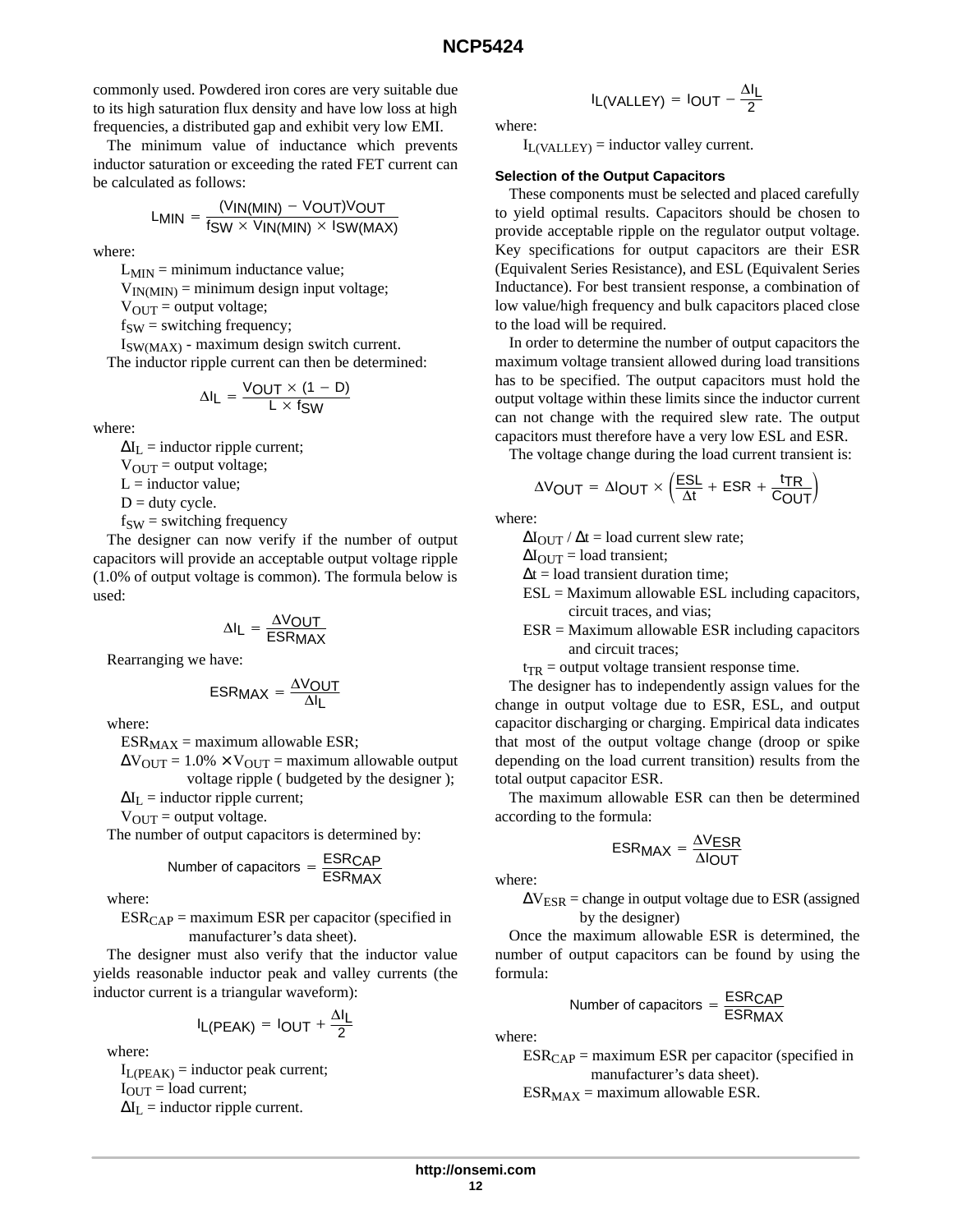commonly used. Powdered iron cores are very suitable due to its high saturation flux density and have low loss at high frequencies, a distributed gap and exhibit very low EMI.

The minimum value of inductance which prevents inductor saturation or exceeding the rated FET current can be calculated as follows:

$$L_{MIN} = \frac{(V_{IN(MIN)} - V_{OUT})V_{OUT}}{f_{SW} \times V_{IN(MIN)} \times I_{SW(MAX)}}$$

where:

$L_{MIN}$ = minimum inductance value;
$V_{IN(MIN)}$ = minimum design input voltage;
$V_{OUT}$ = output voltage;
$f_{SW}$ = switching frequency;
$I_{SW(MAX)}$ - maximum design switch current.

The inductor ripple current can then be determined:

$$\Delta I_L = \frac{V_{OUT} \times (1 - D)}{L \times f_{SW}}$$

where:

$\Delta I_L$ = inductor ripple current;
$V_{OUT}$ = output voltage;
L = inductor value;
D = duty cycle.
$f_{SW}$ = switching frequency

The designer can now verify if the number of output capacitors will provide an acceptable output voltage ripple (1.0% of output voltage is common). The formula below is used:

$$\Delta I_L = \frac{\Delta V_{OUT}}{ESR_{MAX}}$$

Rearranging we have:

$$ESR_{MAX} = \frac{\Delta V_{OUT}}{\Delta I_L}$$

where:

$ESR_{MAX}$ = maximum allowable ESR;
$\Delta V_{OUT} = 1.0\% \times V_{OUT}$ = maximum allowable output voltage ripple ( budgeted by the designer );
$\Delta I_L$ = inductor ripple current;
$V_{OUT}$ = output voltage.

The number of output capacitors is determined by:

$$\text{Number of capacitors} = \frac{ESR_{CAP}}{ESR_{MAX}}$$

where:

$ESR_{CAP}$ = maximum ESR per capacitor (specified in manufacturer's data sheet).

The designer must also verify that the inductor value yields reasonable inductor peak and valley currents (the inductor current is a triangular waveform):

$$I_{L(PEAK)} = I_{OUT} + \frac{\Delta I_L}{2}$$

where:

$I_{L(PEAK)}$ = inductor peak current;
$I_{OUT}$ = load current;
$\Delta I_L$ = inductor ripple current.

$$I_{L(VALLEY)} = I_{OUT} - \frac{\Delta I_L}{2}$$

where:

$I_{L(VALLEY)}$ = inductor valley current.

### Selection of the Output Capacitors

These components must be selected and placed carefully to yield optimal results. Capacitors should be chosen to provide acceptable ripple on the regulator output voltage. Key specifications for output capacitors are their ESR (Equivalent Series Resistance), and ESL (Equivalent Series Inductance). For best transient response, a combination of low value/high frequency and bulk capacitors placed close to the load will be required.

In order to determine the number of output capacitors the maximum voltage transient allowed during load transitions has to be specified. The output capacitors must hold the output voltage within these limits since the inductor current can not change with the required slew rate. The output capacitors must therefore have a very low ESL and ESR.

The voltage change during the load current transient is:

$$\Delta V_{OUT} = \Delta I_{OUT} \times \left(\frac{ESL}{\Delta t} + ESR + \frac{t_{TR}}{C_{OUT}}\right)$$

where:

$\Delta I_{OUT} / \Delta t$ = load current slew rate;
$\Delta I_{OUT}$ = load transient;
$\Delta t$ = load transient duration time;
ESL = Maximum allowable ESL including capacitors, circuit traces, and vias;
ESR = Maximum allowable ESR including capacitors and circuit traces;
$t_{TR}$ = output voltage transient response time.

The designer has to independently assign values for the change in output voltage due to ESR, ESL, and output capacitor discharging or charging. Empirical data indicates that most of the output voltage change (droop or spike depending on the load current transition) results from the total output capacitor ESR.

The maximum allowable ESR can then be determined according to the formula:

$$ESR_{MAX} = \frac{\Delta V_{ESR}}{\Delta I_{OUT}}$$

where:

$\Delta V_{ESR}$ = change in output voltage due to ESR (assigned by the designer)

Once the maximum allowable ESR is determined, the number of output capacitors can be found by using the formula:

$$\text{Number of capacitors} = \frac{ESR_{CAP}}{ESR_{MAX}}$$

where:

$ESR_{CAP}$ = maximum ESR per capacitor (specified in manufacturer's data sheet).
$ESR_{MAX}$ = maximum allowable ESR.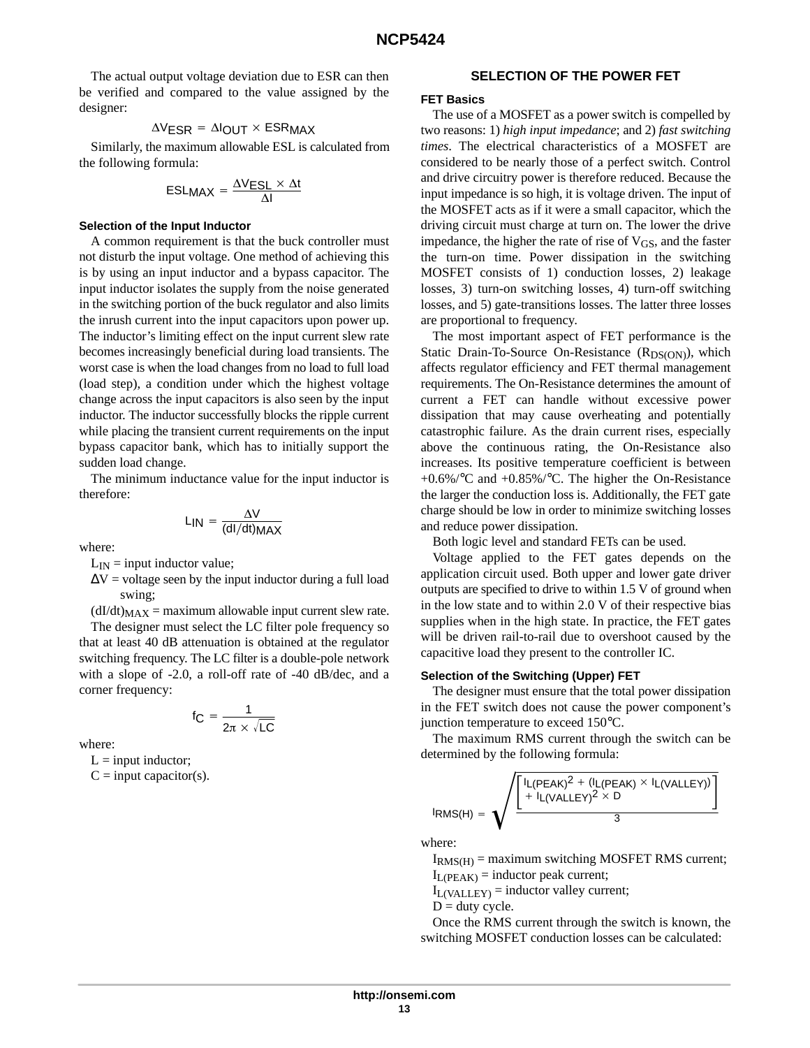The actual output voltage deviation due to ESR can then be verified and compared to the value assigned by the designer:

$$\Delta V_{ESR} = \Delta I_{OUT} \times ESR_{MAX}$$

Similarly, the maximum allowable ESL is calculated from the following formula:

$$ESL_{MAX} = \frac{\Delta V_{ESL} \times \Delta t}{\Delta I}$$

### Selection of the Input Inductor

A common requirement is that the buck controller must not disturb the input voltage. One method of achieving this is by using an input inductor and a bypass capacitor. The input inductor isolates the supply from the noise generated in the switching portion of the buck regulator and also limits the inrush current into the input capacitors upon power up. The inductor's limiting effect on the input current slew rate becomes increasingly beneficial during load transients. The worst case is when the load changes from no load to full load (load step), a condition under which the highest voltage change across the input capacitors is also seen by the input inductor. The inductor successfully blocks the ripple current while placing the transient current requirements on the input bypass capacitor bank, which has to initially support the sudden load change.

The minimum inductance value for the input inductor is therefore:

$$L_{IN} = \frac{\Delta V}{(dI/dt)_{MAX}}$$

where:

$L_{IN}$ = input inductor value;

$\Delta V$ = voltage seen by the input inductor during a full load swing;

$(dI/dt)_{MAX}$ = maximum allowable input current slew rate.

The designer must select the LC filter pole frequency so that at least 40 dB attenuation is obtained at the regulator switching frequency. The LC filter is a double-pole network with a slope of -2.0, a roll-off rate of -40 dB/dec, and a corner frequency:

$$f_C = \frac{1}{2\pi \times \sqrt{LC}}$$

where:

L = input inductor;

C = input capacitor(s).

## SELECTION OF THE POWER FET

### FET Basics

The use of a MOSFET as a power switch is compelled by two reasons: 1) *high input impedance*; and 2) *fast switching times*. The electrical characteristics of a MOSFET are considered to be nearly those of a perfect switch. Control and drive circuitry power is therefore reduced. Because the input impedance is so high, it is voltage driven. The input of the MOSFET acts as if it were a small capacitor, which the driving circuit must charge at turn on. The lower the drive impedance, the higher the rate of rise of $V_{GS}$, and the faster the turn-on time. Power dissipation in the switching MOSFET consists of 1) conduction losses, 2) leakage losses, 3) turn-on switching losses, 4) turn-off switching losses, and 5) gate-transitions losses. The latter three losses are proportional to frequency.

The most important aspect of FET performance is the Static Drain-To-Source On-Resistance ($R_{DS(ON)}$), which affects regulator efficiency and FET thermal management requirements. The On-Resistance determines the amount of current a FET can handle without excessive power dissipation that may cause overheating and potentially catastrophic failure. As the drain current rises, especially above the continuous rating, the On-Resistance also increases. Its positive temperature coefficient is between +0.6%/°C and +0.85%/°C. The higher the On-Resistance the larger the conduction loss is. Additionally, the FET gate charge should be low in order to minimize switching losses and reduce power dissipation.

Both logic level and standard FETs can be used.

Voltage applied to the FET gates depends on the application circuit used. Both upper and lower gate driver outputs are specified to drive to within 1.5 V of ground when in the low state and to within 2.0 V of their respective bias supplies when in the high state. In practice, the FET gates will be driven rail-to-rail due to overshoot caused by the capacitive load they present to the controller IC.

### Selection of the Switching (Upper) FET

The designer must ensure that the total power dissipation in the FET switch does not cause the power component's junction temperature to exceed 150°C.

The maximum RMS current through the switch can be determined by the following formula:

$$I_{RMS(H)} = \sqrt{\frac{\left[\begin{array}{l} I_{L(PEAK)}^2 + (I_{L(PEAK)} \times I_{L(VALLEY)}) \\ + I_{L(VALLEY)}^2 \times D \end{array}\right]}{3}}$$

where:

$I_{RMS(H)}$ = maximum switching MOSFET RMS current;

$I_{L(PEAK)}$ = inductor peak current;

$I_{L(VALLEY)}$ = inductor valley current;

D = duty cycle.

Once the RMS current through the switch is known, the switching MOSFET conduction losses can be calculated: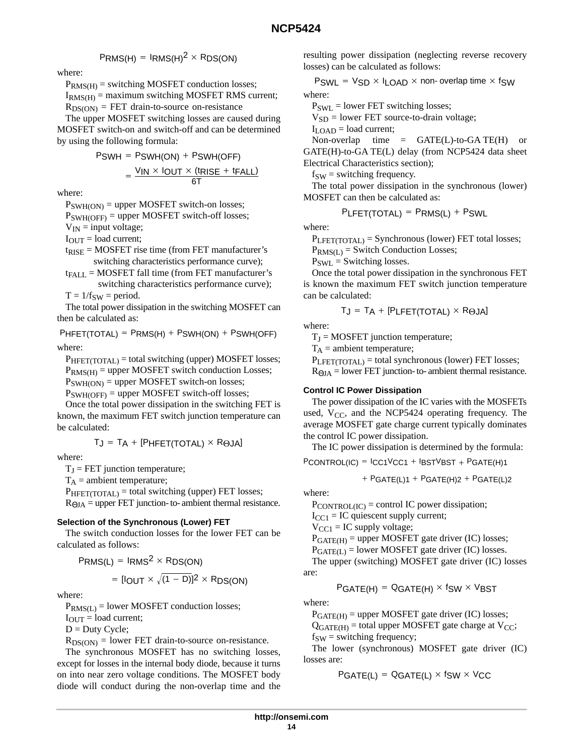$$P_{RMS(H)} = I_{RMS(H)}{}^2 \times R_{DS(ON)}$$

where:

$P_{RMS(H)}$ = switching MOSFET conduction losses;
$I_{RMS(H)}$ = maximum switching MOSFET RMS current;
$R_{DS(ON)}$ = FET drain-to-source on-resistance

The upper MOSFET switching losses are caused during MOSFET switch-on and switch-off and can be determined by using the following formula:

$$P_{SWH} = P_{SWH(ON)} + P_{SWH(OFF)}$$

$$= \frac{V_{IN} \times I_{OUT} \times (t_{RISE} + t_{FALL})}{6T}$$

where:

$P_{SWH(ON)}$ = upper MOSFET switch-on losses;
$P_{SWH(OFF)}$ = upper MOSFET switch-off losses;
$V_{IN}$ = input voltage;
$I_{OUT}$ = load current;
$t_{RISE}$ = MOSFET rise time (from FET manufacturer's switching characteristics performance curve);
$t_{FALL}$ = MOSFET fall time (from FET manufacturer's switching characteristics performance curve);
$T = 1/f_{SW}$ = period.

The total power dissipation in the switching MOSFET can then be calculated as:

$$P_{HFET(TOTAL)} = P_{RMS(H)} + P_{SWH(ON)} + P_{SWH(OFF)}$$

where:

$P_{HFET(TOTAL)}$ = total switching (upper) MOSFET losses;
$P_{RMS(H)}$ = upper MOSFET switch conduction Losses;
$P_{SWH(ON)}$ = upper MOSFET switch-on losses;
$P_{SWH(OFF)}$ = upper MOSFET switch-off losses;

Once the total power dissipation in the switching FET is known, the maximum FET switch junction temperature can be calculated:

$$T_J = T_A + [P_{HFET(TOTAL)} \times R_{\Theta JA}]$$

where:

$T_J$ = FET junction temperature;
$T_A$ = ambient temperature;
$P_{HFET(TOTAL)}$ = total switching (upper) FET losses;
$R_{\Theta JA}$ = upper FET junction-to-ambient thermal resistance.

### Selection of the Synchronous (Lower) FET

The switch conduction losses for the lower FET can be calculated as follows:

$$P_{RMS(L)} = I_{RMS}{}^2 \times R_{DS(ON)}$$

$$= [I_{OUT} \times \sqrt{(1 - D)}]^2 \times R_{DS(ON)}$$

where:

$P_{RMS(L)}$ = lower MOSFET conduction losses;
$I_{OUT}$ = load current;
D = Duty Cycle;
$R_{DS(ON)}$ = lower FET drain-to-source on-resistance.

The synchronous MOSFET has no switching losses, except for losses in the internal body diode, because it turns on into near zero voltage conditions. The MOSFET body diode will conduct during the non-overlap time and the resulting power dissipation (neglecting reverse recovery losses) can be calculated as follows:

$$P_{SWL} = V_{SD} \times I_{LOAD} \times \text{non-overlap time} \times f_{SW}$$

where:

$P_{SWL}$ = lower FET switching losses;
$V_{SD}$ = lower FET source-to-drain voltage;
$I_{LOAD}$ = load current;
Non-overlap time = GATE(L)-to-GATE(H) or GATE(H)-to-GATE(L) delay (from NCP5424 data sheet Electrical Characteristics section);
$f_{SW}$ = switching frequency.

The total power dissipation in the synchronous (lower) MOSFET can then be calculated as:

$$P_{LFET(TOTAL)} = P_{RMS(L)} + P_{SWL}$$

where:

$P_{LFET(TOTAL)}$ = Synchronous (lower) FET total losses;
$P_{RMS(L)}$ = Switch Conduction Losses;
$P_{SWL}$ = Switching losses.

Once the total power dissipation in the synchronous FET is known the maximum FET switch junction temperature can be calculated:

$$T_J = T_A + [P_{LFET(TOTAL)} \times R_{\Theta JA}]$$

where:

$T_J$ = MOSFET junction temperature;
$T_A$ = ambient temperature;
$P_{LFET(TOTAL)}$ = total synchronous (lower) FET losses;
$R_{\Theta JA}$ = lower FET junction-to-ambient thermal resistance.

### Control IC Power Dissipation

The power dissipation of the IC varies with the MOSFETs used, $V_{CC}$, and the NCP5424 operating frequency. The average MOSFET gate charge current typically dominates the control IC power dissipation.

The IC power dissipation is determined by the formula:

$$P_{CONTROL(IC)} = I_{CC1}V_{CC1} + I_{BST}V_{BST} + P_{GATE(H)1} + P_{GATE(L)1} + P_{GATE(H)2} + P_{GATE(L)2}$$

where:

$P_{CONTROL(IC)}$ = control IC power dissipation;
$I_{CC1}$ = IC quiescent supply current;
$V_{CC1}$ = IC supply voltage;
$P_{GATE(H)}$ = upper MOSFET gate driver (IC) losses;
$P_{GATE(L)}$ = lower MOSFET gate driver (IC) losses.

The upper (switching) MOSFET gate driver (IC) losses are:

$$P_{GATE(H)} = Q_{GATE(H)} \times f_{SW} \times V_{BST}$$

where:

$P_{GATE(H)}$ = upper MOSFET gate driver (IC) losses;
$Q_{GATE(H)}$ = total upper MOSFET gate charge at $V_{CC}$;
$f_{SW}$ = switching frequency;

The lower (synchronous) MOSFET gate driver (IC) losses are:

$$P_{GATE(L)} = Q_{GATE(L)} \times f_{SW} \times V_{CC}$$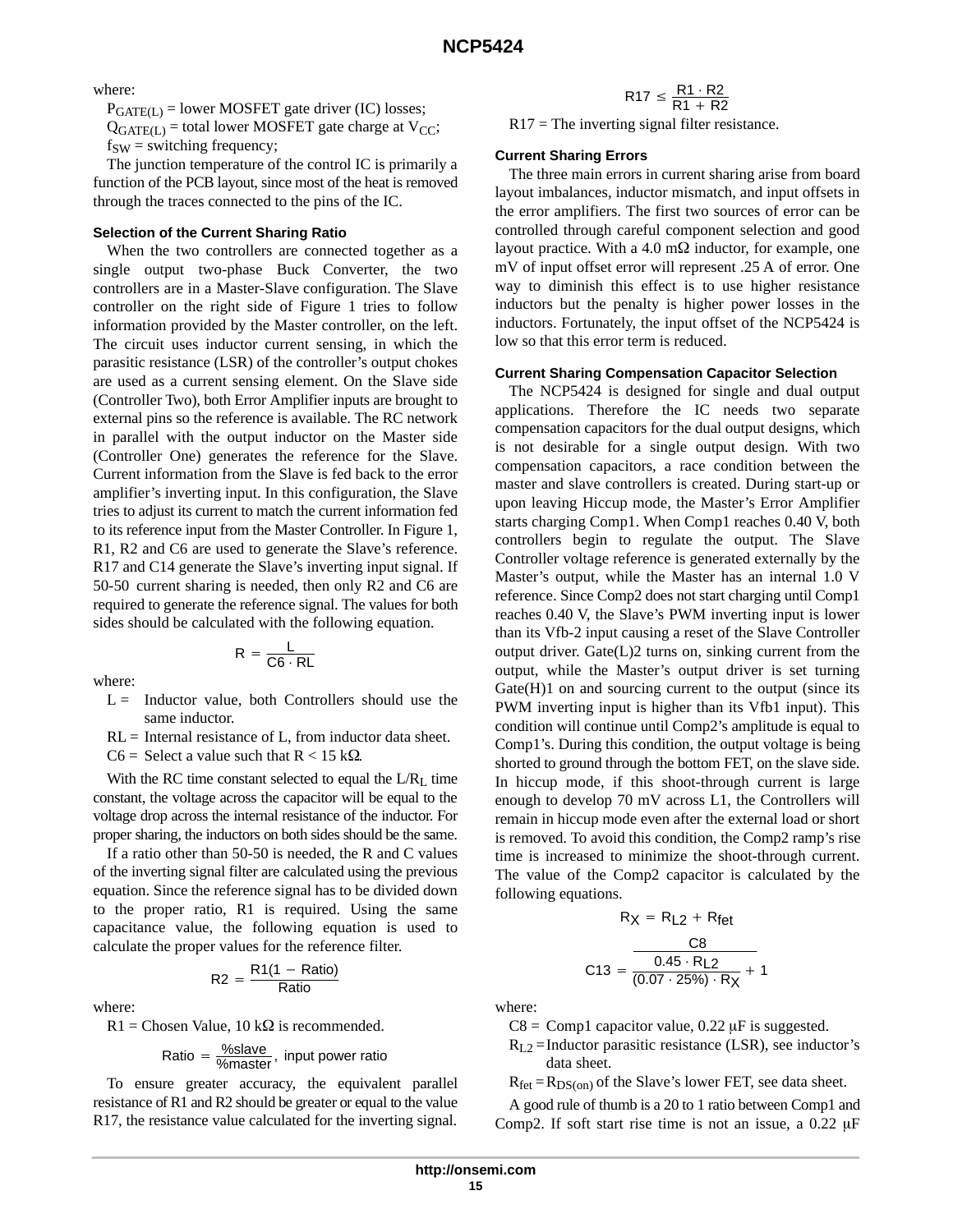where:

$P_{GATE(L)}$ = lower MOSFET gate driver (IC) losses;
$Q_{GATE(L)}$ = total lower MOSFET gate charge at $V_{CC}$;
$f_{SW}$ = switching frequency;

The junction temperature of the control IC is primarily a function of the PCB layout, since most of the heat is removed through the traces connected to the pins of the IC.

### Selection of the Current Sharing Ratio

When the two controllers are connected together as a single output two-phase Buck Converter, the two controllers are in a Master-Slave configuration. The Slave controller on the right side of Figure 1 tries to follow information provided by the Master controller, on the left. The circuit uses inductor current sensing, in which the parasitic resistance (LSR) of the controller's output chokes are used as a current sensing element. On the Slave side (Controller Two), both Error Amplifier inputs are brought to external pins so the reference is available. The RC network in parallel with the output inductor on the Master side (Controller One) generates the reference for the Slave. Current information from the Slave is fed back to the error amplifier's inverting input. In this configuration, the Slave tries to adjust its current to match the current information fed to its reference input from the Master Controller. In Figure 1, R1, R2 and C6 are used to generate the Slave's reference. R17 and C14 generate the Slave's inverting input signal. If 50-50 current sharing is needed, then only R2 and C6 are required to generate the reference signal. The values for both sides should be calculated with the following equation.

$$R = \frac{L}{C6 \cdot RL}$$

where:

- L = Inductor value, both Controllers should use the same inductor.
- RL = Internal resistance of L, from inductor data sheet.
- C6 = Select a value such that R < 15 kΩ.

With the RC time constant selected to equal the $L/R_L$ time constant, the voltage across the capacitor will be equal to the voltage drop across the internal resistance of the inductor. For proper sharing, the inductors on both sides should be the same.

If a ratio other than 50-50 is needed, the R and C values of the inverting signal filter are calculated using the previous equation. Since the reference signal has to be divided down to the proper ratio, R1 is required. Using the same capacitance value, the following equation is used to calculate the proper values for the reference filter.

$$R2 = \frac{R1(1 - \text{Ratio})}{\text{Ratio}}$$

where:

R1 = Chosen Value, 10 kΩ is recommended.

$$\text{Ratio} = \frac{\%\text{slave}}{\%\text{master}}, \text{ input power ratio}$$

To ensure greater accuracy, the equivalent parallel resistance of R1 and R2 should be greater or equal to the value R17, the resistance value calculated for the inverting signal.

$$R17 \le \frac{R1 \cdot R2}{R1 + R2}$$

R17 = The inverting signal filter resistance.

### Current Sharing Errors

The three main errors in current sharing arise from board layout imbalances, inductor mismatch, and input offsets in the error amplifiers. The first two sources of error can be controlled through careful component selection and good layout practice. With a 4.0 mΩ inductor, for example, one mV of input offset error will represent .25 A of error. One way to diminish this effect is to use higher resistance inductors but the penalty is higher power losses in the inductors. Fortunately, the input offset of the NCP5424 is low so that this error term is reduced.

### Current Sharing Compensation Capacitor Selection

The NCP5424 is designed for single and dual output applications. Therefore the IC needs two separate compensation capacitors for the dual output designs, which is not desirable for a single output design. With two compensation capacitors, a race condition between the master and slave controllers is created. During start-up or upon leaving Hiccup mode, the Master's Error Amplifier starts charging Comp1. When Comp1 reaches 0.40 V, both controllers begin to regulate the output. The Slave Controller voltage reference is generated externally by the Master's output, while the Master has an internal 1.0 V reference. Since Comp2 does not start charging until Comp1 reaches 0.40 V, the Slave's PWM inverting input is lower than its Vfb-2 input causing a reset of the Slave Controller output driver. Gate(L)2 turns on, sinking current from the output, while the Master's output driver is set turning Gate(H)1 on and sourcing current to the output (since its PWM inverting input is higher than its Vfb1 input). This condition will continue until Comp2's amplitude is equal to Comp1's. During this condition, the output voltage is being shorted to ground through the bottom FET, on the slave side. In hiccup mode, if this shoot-through current is large enough to develop 70 mV across L1, the Controllers will remain in hiccup mode even after the external load or short is removed. To avoid this condition, the Comp2 ramp's rise time is increased to minimize the shoot-through current. The value of the Comp2 capacitor is calculated by the following equations.

$$R_X = R_{L2} + R_{fet}$$

$$C13 = \frac{C8}{\frac{0.45 \cdot R_{L2}}{(0.07 \cdot 25\%) \cdot R_X} + 1}$$

where:

- C8 = Comp1 capacitor value, 0.22 μF is suggested.
- $R_{L2}$ = Inductor parasitic resistance (LSR), see inductor's data sheet.
- $R_{fet}$ = $R_{DS(on)}$ of the Slave's lower FET, see data sheet.

A good rule of thumb is a 20 to 1 ratio between Comp1 and Comp2. If soft start rise time is not an issue, a 0.22 μF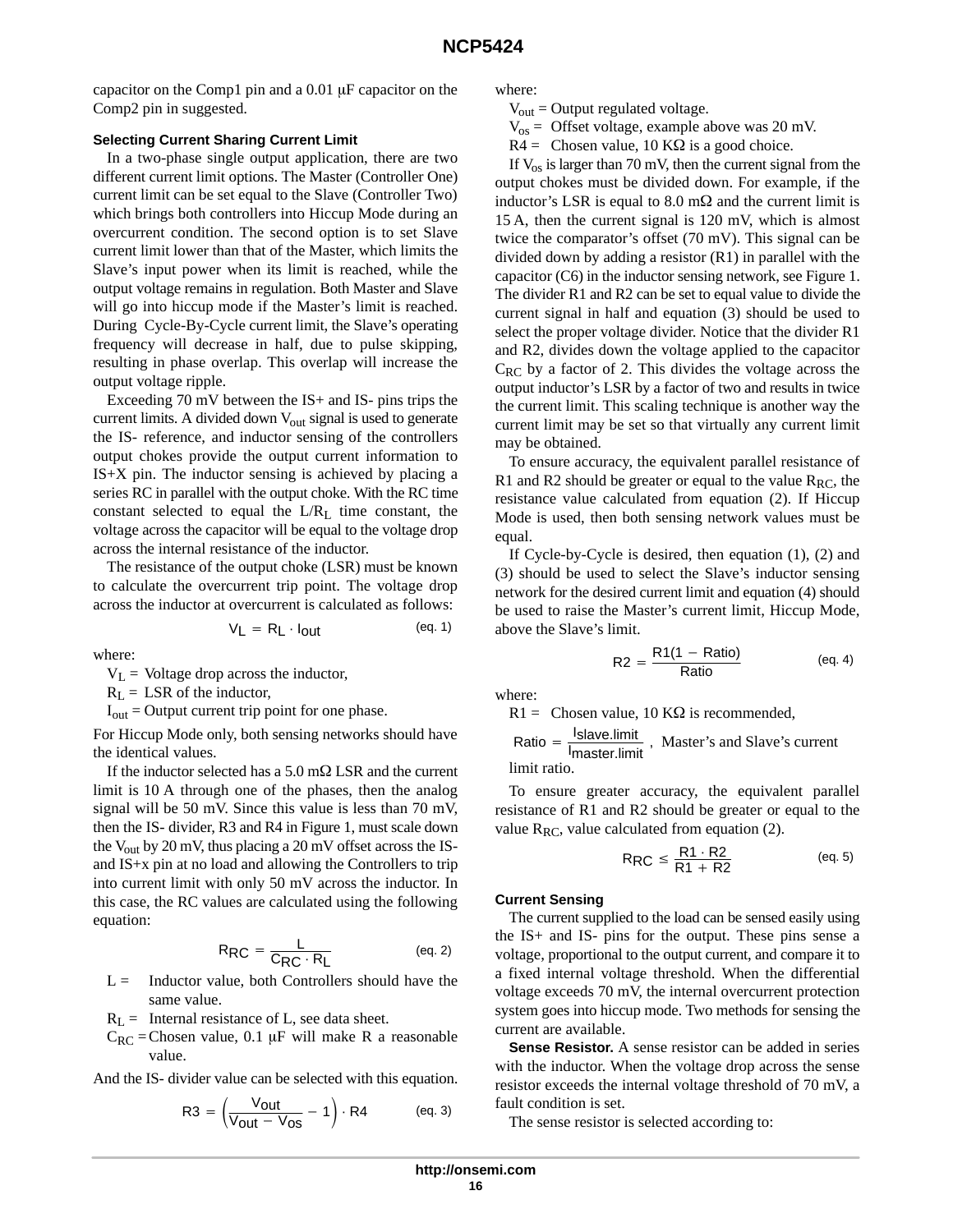capacitor on the Comp1 pin and a 0.01 μF capacitor on the Comp2 pin in suggested.

### Selecting Current Sharing Current Limit

In a two-phase single output application, there are two different current limit options. The Master (Controller One) current limit can be set equal to the Slave (Controller Two) which brings both controllers into Hiccup Mode during an overcurrent condition. The second option is to set Slave current limit lower than that of the Master, which limits the Slave's input power when its limit is reached, while the output voltage remains in regulation. Both Master and Slave will go into hiccup mode if the Master's limit is reached. During Cycle-By-Cycle current limit, the Slave's operating frequency will decrease in half, due to pulse skipping, resulting in phase overlap. This overlap will increase the output voltage ripple.

Exceeding 70 mV between the IS+ and IS- pins trips the current limits. A divided down $V_{out}$ signal is used to generate the IS- reference, and inductor sensing of the controllers output chokes provide the output current information to IS+X pin. The inductor sensing is achieved by placing a series RC in parallel with the output choke. With the RC time constant selected to equal the $L/R_L$ time constant, the voltage across the capacitor will be equal to the voltage drop across the internal resistance of the inductor.

The resistance of the output choke (LSR) must be known to calculate the overcurrent trip point. The voltage drop across the inductor at overcurrent is calculated as follows:

$$V_L = R_L \cdot I_{out} \qquad \text{(eq. 1)}$$

where:

$V_L$ = Voltage drop across the inductor,
$R_L$ = LSR of the inductor,
$I_{out}$ = Output current trip point for one phase.

For Hiccup Mode only, both sensing networks should have the identical values.

If the inductor selected has a 5.0 mΩ LSR and the current limit is 10 A through one of the phases, then the analog signal will be 50 mV. Since this value is less than 70 mV, then the IS- divider, R3 and R4 in Figure 1, must scale down the $V_{out}$ by 20 mV, thus placing a 20 mV offset across the IS- and IS+x pin at no load and allowing the Controllers to trip into current limit with only 50 mV across the inductor. In this case, the RC values are calculated using the following equation:

$$R_{RC} = \frac{L}{C_{RC} \cdot R_L} \qquad \text{(eq. 2)}$$

L = Inductor value, both Controllers should have the same value.
$R_L$ = Internal resistance of L, see data sheet.
$C_{RC}$ = Chosen value, 0.1 μF will make R a reasonable value.

And the IS- divider value can be selected with this equation.

$$R3 = \left(\frac{V_{out}}{V_{out} - V_{os}} - 1\right) \cdot R4 \qquad \text{(eq. 3)}$$

where:

$V_{out}$ = Output regulated voltage.
$V_{os}$ = Offset voltage, example above was 20 mV.
R4 = Chosen value, 10 KΩ is a good choice.

If $V_{os}$ is larger than 70 mV, then the current signal from the output chokes must be divided down. For example, if the inductor's LSR is equal to 8.0 mΩ and the current limit is 15 A, then the current signal is 120 mV, which is almost twice the comparator's offset (70 mV). This signal can be divided down by adding a resistor (R1) in parallel with the capacitor (C6) in the inductor sensing network, see Figure 1. The divider R1 and R2 can be set to equal value to divide the current signal in half and equation (3) should be used to select the proper voltage divider. Notice that the divider R1 and R2, divides down the voltage applied to the capacitor $C_{RC}$ by a factor of 2. This divides the voltage across the output inductor's LSR by a factor of two and results in twice the current limit. This scaling technique is another way the current limit may be set so that virtually any current limit may be obtained.

To ensure accuracy, the equivalent parallel resistance of R1 and R2 should be greater or equal to the value $R_{RC}$, the resistance value calculated from equation (2). If Hiccup Mode is used, then both sensing network values must be equal.

If Cycle-by-Cycle is desired, then equation (1), (2) and (3) should be used to select the Slave's inductor sensing network for the desired current limit and equation (4) should be used to raise the Master's current limit, Hiccup Mode, above the Slave's limit.

$$R2 = \frac{R1(1 - \text{Ratio})}{\text{Ratio}} \qquad \text{(eq. 4)}$$

where:

R1 = Chosen value, 10 KΩ is recommended,
$\text{Ratio} = \frac{I_{slave.limit}}{I_{master.limit}}$, Master's and Slave's current limit ratio.

To ensure greater accuracy, the equivalent parallel resistance of R1 and R2 should be greater or equal to the value $R_{RC}$, value calculated from equation (2).

$$R_{RC} \le \frac{R1 \cdot R2}{R1 + R2} \qquad \text{(eq. 5)}$$

### Current Sensing

The current supplied to the load can be sensed easily using the IS+ and IS- pins for the output. These pins sense a voltage, proportional to the output current, and compare it to a fixed internal voltage threshold. When the differential voltage exceeds 70 mV, the internal overcurrent protection system goes into hiccup mode. Two methods for sensing the current are available.

**Sense Resistor.** A sense resistor can be added in series with the inductor. When the voltage drop across the sense resistor exceeds the internal voltage threshold of 70 mV, a fault condition is set.

The sense resistor is selected according to: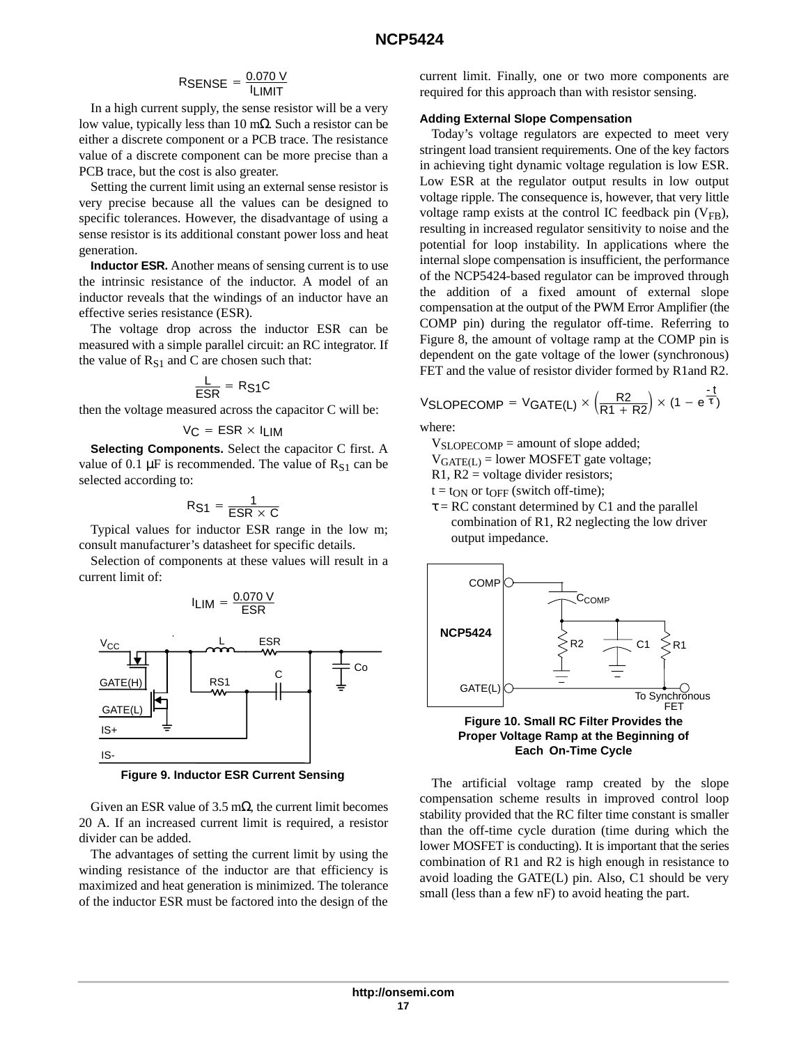$$R_{SENSE} = \frac{0.070\ V}{I_{LIMIT}}$$

In a high current supply, the sense resistor will be a very low value, typically less than 10 mΩ. Such a resistor can be either a discrete component or a PCB trace. The resistance value of a discrete component can be more precise than a PCB trace, but the cost is also greater.

Setting the current limit using an external sense resistor is very precise because all the values can be designed to specific tolerances. However, the disadvantage of using a sense resistor is its additional constant power loss and heat generation.

**Inductor ESR.** Another means of sensing current is to use the intrinsic resistance of the inductor. A model of an inductor reveals that the windings of an inductor have an effective series resistance (ESR).

The voltage drop across the inductor ESR can be measured with a simple parallel circuit: an RC integrator. If the value of $R_{S1}$ and C are chosen such that:

$$\frac{L}{ESR} = R_{S1}C$$

then the voltage measured across the capacitor C will be:

$$V_C = ESR \times I_{LIM}$$

**Selecting Components.** Select the capacitor C first. A value of 0.1 μF is recommended. The value of $R_{S1}$ can be selected according to:

$$R_{S1} = \frac{1}{ESR \times C}$$

Typical values for inductor ESR range in the low m; consult manufacturer's datasheet for specific details.

Selection of components at these values will result in a current limit of:

$$I_{LIM} = \frac{0.070\ V}{ESR}$$

**Figure 9. Inductor ESR Current Sensing**

Given an ESR value of 3.5 mΩ, the current limit becomes 20 A. If an increased current limit is required, a resistor divider can be added.

The advantages of setting the current limit by using the winding resistance of the inductor are that efficiency is maximized and heat generation is minimized. The tolerance of the inductor ESR must be factored into the design of the current limit. Finally, one or two more components are required for this approach than with resistor sensing.

### Adding External Slope Compensation

Today's voltage regulators are expected to meet very stringent load transient requirements. One of the key factors in achieving tight dynamic voltage regulation is low ESR. Low ESR at the regulator output results in low output voltage ripple. The consequence is, however, that very little voltage ramp exists at the control IC feedback pin ($V_{FB}$), resulting in increased regulator sensitivity to noise and the potential for loop instability. In applications where the internal slope compensation is insufficient, the performance of the NCP5424-based regulator can be improved through the addition of a fixed amount of external slope compensation at the output of the PWM Error Amplifier (the COMP pin) during the regulator off-time. Referring to Figure 8, the amount of voltage ramp at the COMP pin is dependent on the gate voltage of the lower (synchronous) FET and the value of resistor divider formed by R1and R2.

$$V_{SLOPECOMP} = V_{GATE(L)} \times \left(\frac{R2}{R1 + R2}\right) \times (1 - e^{\frac{-t}{\tau}})$$

where:

$V_{SLOPECOMP}$ = amount of slope added;
$V_{GATE(L)}$ = lower MOSFET gate voltage;
R1, R2 = voltage divider resistors;
t = $t_{ON}$ or $t_{OFF}$ (switch off-time);
τ = RC constant determined by C1 and the parallel combination of R1, R2 neglecting the low driver output impedance.

**Figure 10. Small RC Filter Provides the Proper Voltage Ramp at the Beginning of Each On-Time Cycle**

The artificial voltage ramp created by the slope compensation scheme results in improved control loop stability provided that the RC filter time constant is smaller than the off-time cycle duration (time during which the lower MOSFET is conducting). It is important that the series combination of R1 and R2 is high enough in resistance to avoid loading the GATE(L) pin. Also, C1 should be very small (less than a few nF) to avoid heating the part.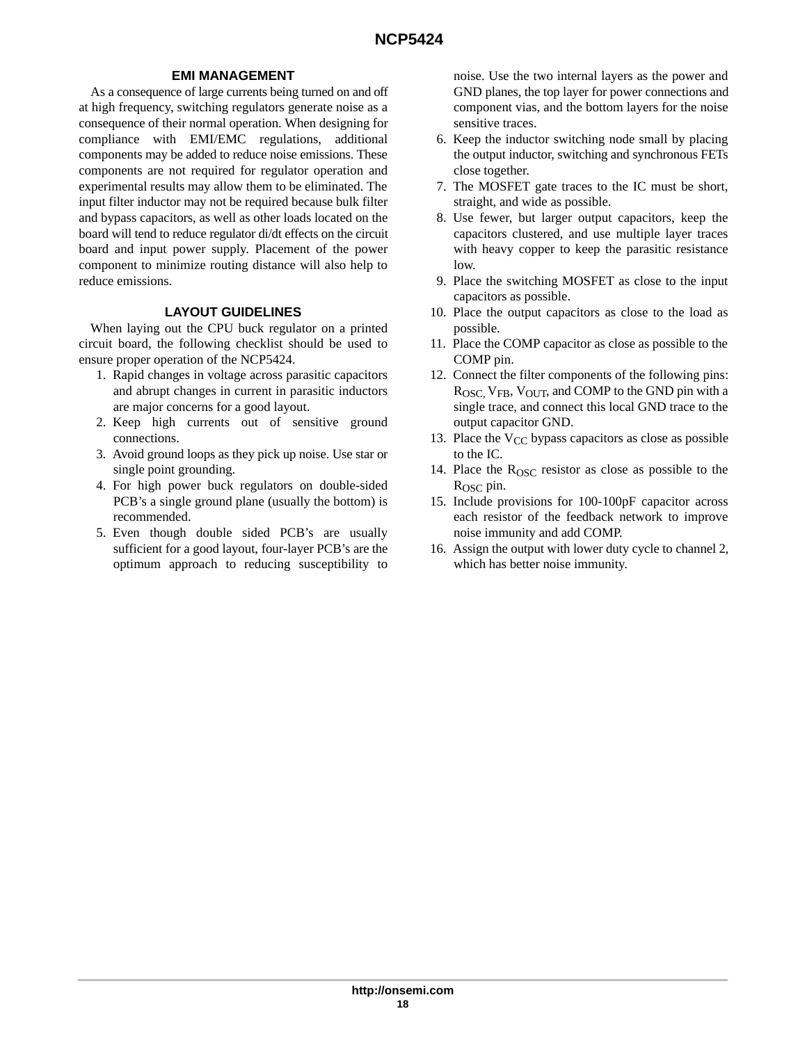## EMI MANAGEMENT

As a consequence of large currents being turned on and off at high frequency, switching regulators generate noise as a consequence of their normal operation. When designing for compliance with EMI/EMC regulations, additional components may be added to reduce noise emissions. These components are not required for regulator operation and experimental results may allow them to be eliminated. The input filter inductor may not be required because bulk filter and bypass capacitors, as well as other loads located on the board will tend to reduce regulator di/dt effects on the circuit board and input power supply. Placement of the power component to minimize routing distance will also help to reduce emissions.

## LAYOUT GUIDELINES

When laying out the CPU buck regulator on a printed circuit board, the following checklist should be used to ensure proper operation of the NCP5424.

1. Rapid changes in voltage across parasitic capacitors and abrupt changes in current in parasitic inductors are major concerns for a good layout.
2. Keep high currents out of sensitive ground connections.
3. Avoid ground loops as they pick up noise. Use star or single point grounding.
4. For high power buck regulators on double-sided PCB's a single ground plane (usually the bottom) is recommended.
5. Even though double sided PCB's are usually sufficient for a good layout, four-layer PCB's are the optimum approach to reducing susceptibility to noise. Use the two internal layers as the power and GND planes, the top layer for power connections and component vias, and the bottom layers for the noise sensitive traces.
6. Keep the inductor switching node small by placing the output inductor, switching and synchronous FETs close together.
7. The MOSFET gate traces to the IC must be short, straight, and wide as possible.
8. Use fewer, but larger output capacitors, keep the capacitors clustered, and use multiple layer traces with heavy copper to keep the parasitic resistance low.
9. Place the switching MOSFET as close to the input capacitors as possible.
10. Place the output capacitors as close to the load as possible.
11. Place the COMP capacitor as close as possible to the COMP pin.
12. Connect the filter components of the following pins: $R_{OSC}$, $V_{FB}$, $V_{OUT}$, and COMP to the GND pin with a single trace, and connect this local GND trace to the output capacitor GND.
13. Place the $V_{CC}$ bypass capacitors as close as possible to the IC.
14. Place the $R_{OSC}$ resistor as close as possible to the $R_{OSC}$ pin.
15. Include provisions for 100-100pF capacitor across each resistor of the feedback network to improve noise immunity and add COMP.
16. Assign the output with lower duty cycle to channel 2, which has better noise immunity.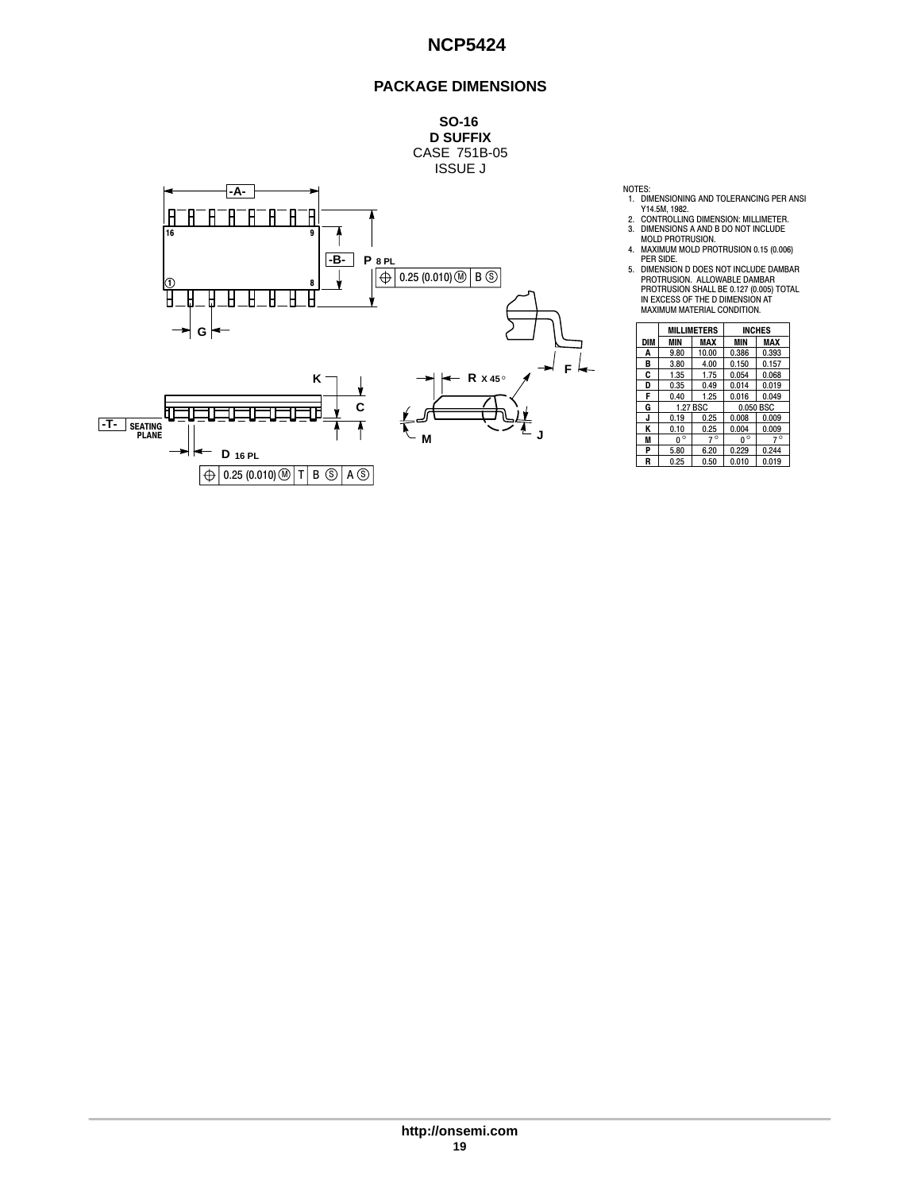## PACKAGE DIMENSIONS

**SO-16**
**D SUFFIX**
CASE 751B-05
ISSUE J

NOTES:
1. DIMENSIONING AND TOLERANCING PER ANSI Y14.5M, 1982.
2. CONTROLLING DIMENSION: MILLIMETER.
3. DIMENSIONS A AND B DO NOT INCLUDE MOLD PROTRUSION.
4. MAXIMUM MOLD PROTRUSION 0.15 (0.006) PER SIDE.
5. DIMENSION D DOES NOT INCLUDE DAMBAR PROTRUSION. ALLOWABLE DAMBAR PROTRUSION SHALL BE 0.127 (0.005) TOTAL IN EXCESS OF THE D DIMENSION AT MAXIMUM MATERIAL CONDITION.

| DIM | MILLIMETERS MIN | MILLIMETERS MAX | INCHES MIN | INCHES MAX |
|---|---|---|---|---|
| A | 9.80 | 10.00 | 0.386 | 0.393 |
| B | 3.80 | 4.00 | 0.150 | 0.157 |
| C | 1.35 | 1.75 | 0.054 | 0.068 |
| D | 0.35 | 0.49 | 0.014 | 0.019 |
| F | 0.40 | 1.25 | 0.016 | 0.049 |
| G | 1.27 BSC | | 0.050 BSC | |
| J | 0.19 | 0.25 | 0.008 | 0.009 |
| K | 0.10 | 0.25 | 0.004 | 0.009 |
| M | 0° | 7° | 0° | 7° |
| P | 5.80 | 6.20 | 0.229 | 0.244 |
| R | 0.25 | 0.50 | 0.010 | 0.019 |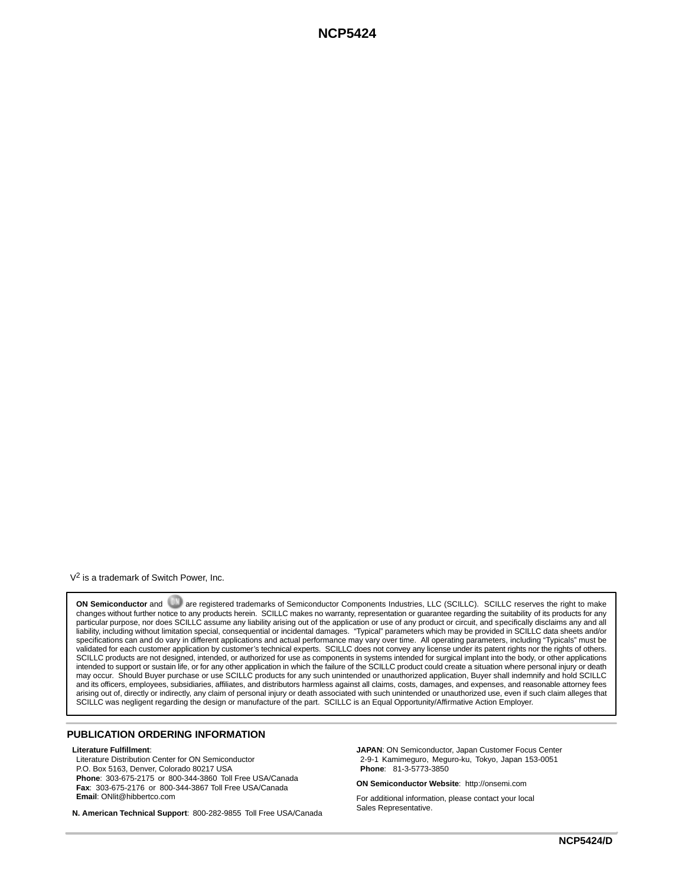$V^2$ is a trademark of Switch Power, Inc.

**ON Semiconductor** and  are registered trademarks of Semiconductor Components Industries, LLC (SCILLC). SCILLC reserves the right to make changes without further notice to any products herein. SCILLC makes no warranty, representation or guarantee regarding the suitability of its products for any particular purpose, nor does SCILLC assume any liability arising out of the application or use of any product or circuit, and specifically disclaims any and all liability, including without limitation special, consequential or incidental damages. "Typical" parameters which may be provided in SCILLC data sheets and/or specifications can and do vary in different applications and actual performance may vary over time. All operating parameters, including "Typicals" must be validated for each customer application by customer's technical experts. SCILLC does not convey any license under its patent rights nor the rights of others. SCILLC products are not designed, intended, or authorized for use as components in systems intended for surgical implant into the body, or other applications intended to support or sustain life, or for any other application in which the failure of the SCILLC product could create a situation where personal injury or death may occur. Should Buyer purchase or use SCILLC products for any such unintended or unauthorized application, Buyer shall indemnify and hold SCILLC and its officers, employees, subsidiaries, affiliates, and distributors harmless against all claims, costs, damages, and expenses, and reasonable attorney fees arising out of, directly or indirectly, any claim of personal injury or death associated with such unintended or unauthorized use, even if such claim alleges that SCILLC was negligent regarding the design or manufacture of the part. SCILLC is an Equal Opportunity/Affirmative Action Employer.

## PUBLICATION ORDERING INFORMATION

**Literature Fulfillment**:
Literature Distribution Center for ON Semiconductor
P.O. Box 5163, Denver, Colorado 80217 USA
**Phone**: 303-675-2175 or 800-344-3860 Toll Free USA/Canada
**Fax**: 303-675-2176 or 800-344-3867 Toll Free USA/Canada
**Email**: ONlit@hibbertco.com

**N. American Technical Support**: 800-282-9855 Toll Free USA/Canada

**JAPAN**: ON Semiconductor, Japan Customer Focus Center
2-9-1 Kamimeguro, Meguro-ku, Tokyo, Japan 153-0051
**Phone**: 81-3-5773-3850

**ON Semiconductor Website**: http://onsemi.com

For additional information, please contact your local Sales Representative.

NCP5424/D